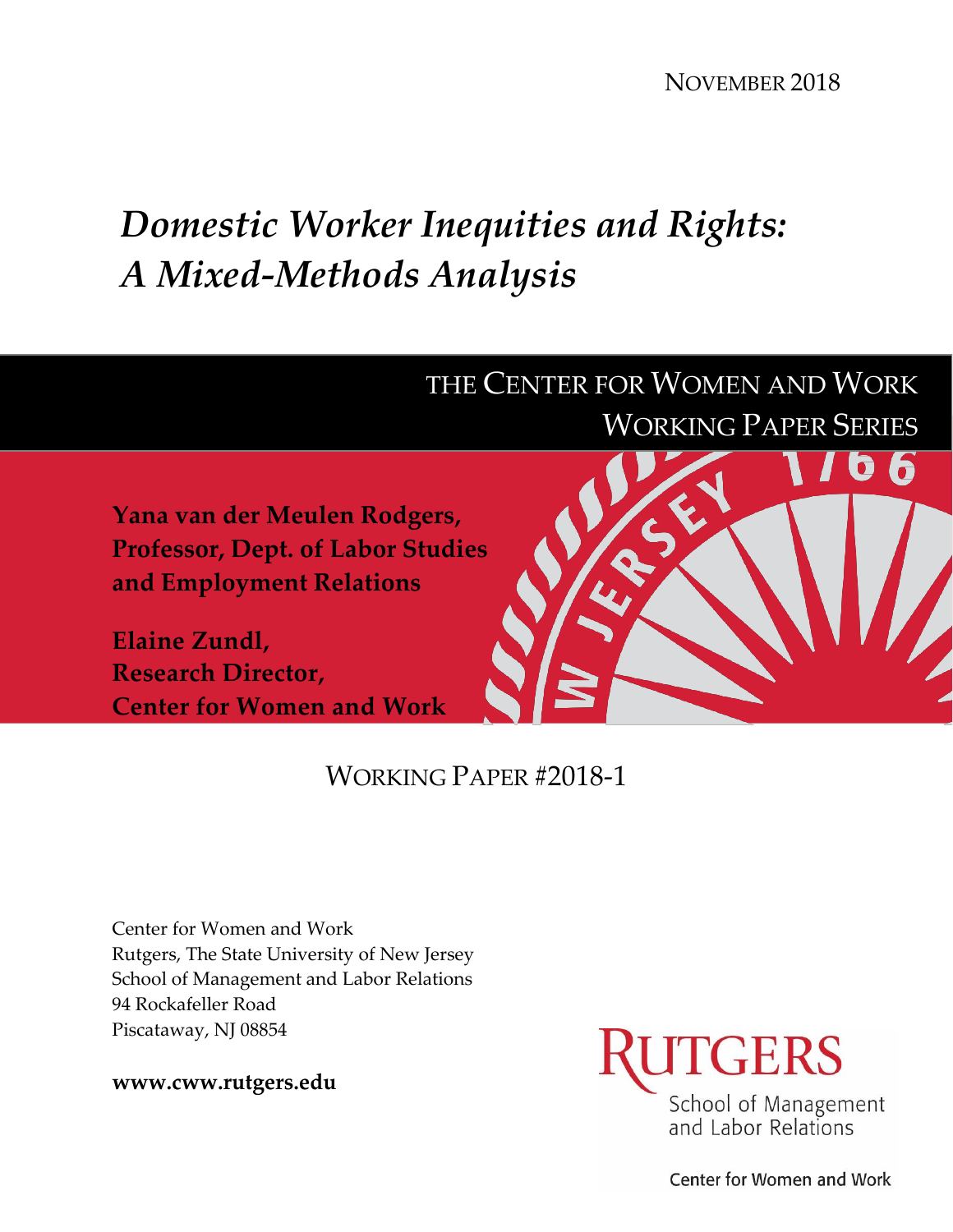NOVEMBER 2018

# *Domestic Worker Inequities and Rights: A Mixed-Methods Analysis*

THE CENTER FOR WOMEN AND WORK
WORKING PAPER SERIES

**Yana van der Meulen Rodgers,**
**Professor, Dept. of Labor Studies and Employment Relations**

**Elaine Zundl,**
**Research Director,**
**Center for Women and Work**

WORKING PAPER #2018-1

Center for Women and Work
Rutgers, The State University of New Jersey
School of Management and Labor Relations
94 Rockafeller Road
Piscataway, NJ 08854

**www.cww.rutgers.edu**

RUTGERS
School of Management and Labor Relations

Center for Women and Work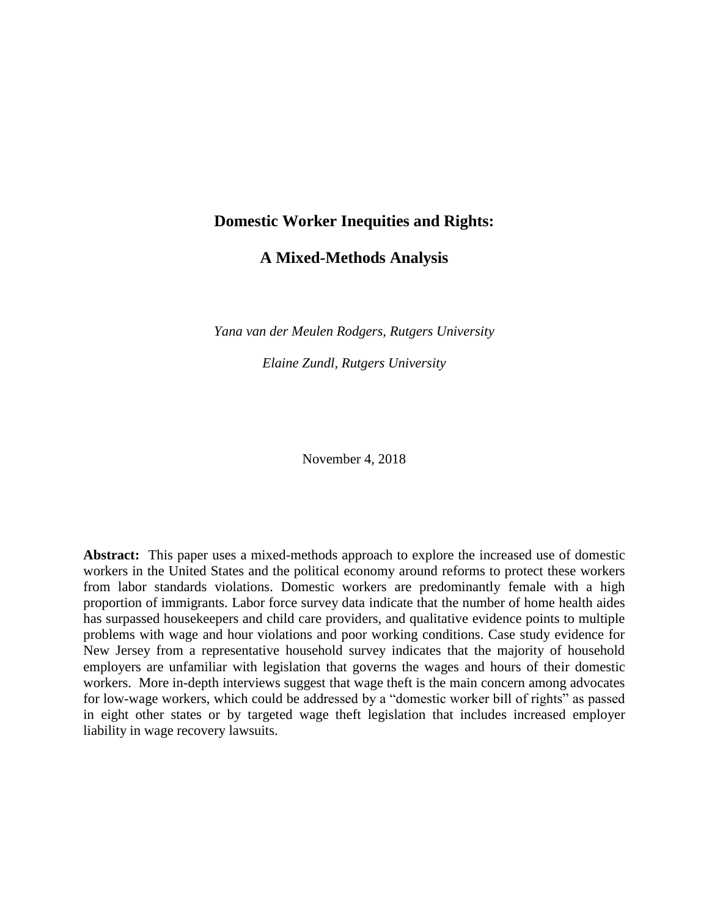# Domestic Worker Inequities and Rights:

# A Mixed-Methods Analysis

*Yana van der Meulen Rodgers, Rutgers University*

*Elaine Zundl, Rutgers University*

November 4, 2018

**Abstract:** This paper uses a mixed-methods approach to explore the increased use of domestic workers in the United States and the political economy around reforms to protect these workers from labor standards violations. Domestic workers are predominantly female with a high proportion of immigrants. Labor force survey data indicate that the number of home health aides has surpassed housekeepers and child care providers, and qualitative evidence points to multiple problems with wage and hour violations and poor working conditions. Case study evidence for New Jersey from a representative household survey indicates that the majority of household employers are unfamiliar with legislation that governs the wages and hours of their domestic workers. More in-depth interviews suggest that wage theft is the main concern among advocates for low-wage workers, which could be addressed by a "domestic worker bill of rights" as passed in eight other states or by targeted wage theft legislation that includes increased employer liability in wage recovery lawsuits.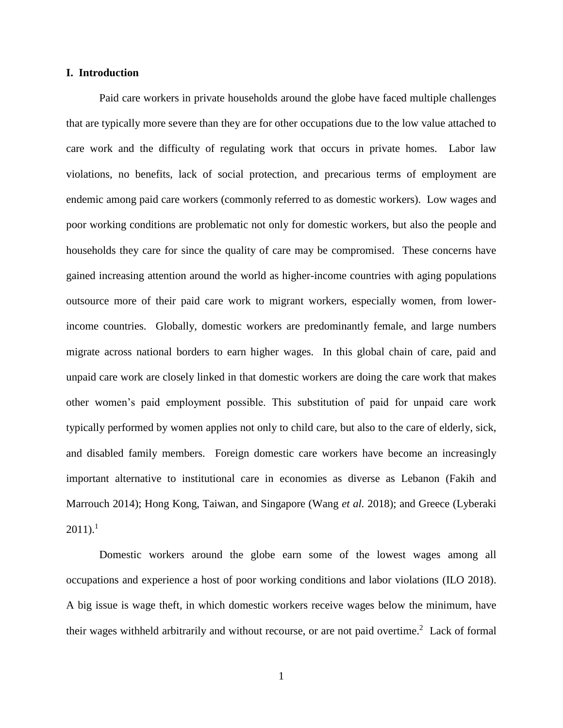## I. Introduction

Paid care workers in private households around the globe have faced multiple challenges that are typically more severe than they are for other occupations due to the low value attached to care work and the difficulty of regulating work that occurs in private homes. Labor law violations, no benefits, lack of social protection, and precarious terms of employment are endemic among paid care workers (commonly referred to as domestic workers). Low wages and poor working conditions are problematic not only for domestic workers, but also the people and households they care for since the quality of care may be compromised. These concerns have gained increasing attention around the world as higher-income countries with aging populations outsource more of their paid care work to migrant workers, especially women, from lower-income countries. Globally, domestic workers are predominantly female, and large numbers migrate across national borders to earn higher wages. In this global chain of care, paid and unpaid care work are closely linked in that domestic workers are doing the care work that makes other women's paid employment possible. This substitution of paid for unpaid care work typically performed by women applies not only to child care, but also to the care of elderly, sick, and disabled family members. Foreign domestic care workers have become an increasingly important alternative to institutional care in economies as diverse as Lebanon (Fakih and Marrouch 2014); Hong Kong, Taiwan, and Singapore (Wang *et al.* 2018); and Greece (Lyberaki 2011).[1]

Domestic workers around the globe earn some of the lowest wages among all occupations and experience a host of poor working conditions and labor violations (ILO 2018). A big issue is wage theft, in which domestic workers receive wages below the minimum, have their wages withheld arbitrarily and without recourse, or are not paid overtime.[2] Lack of formal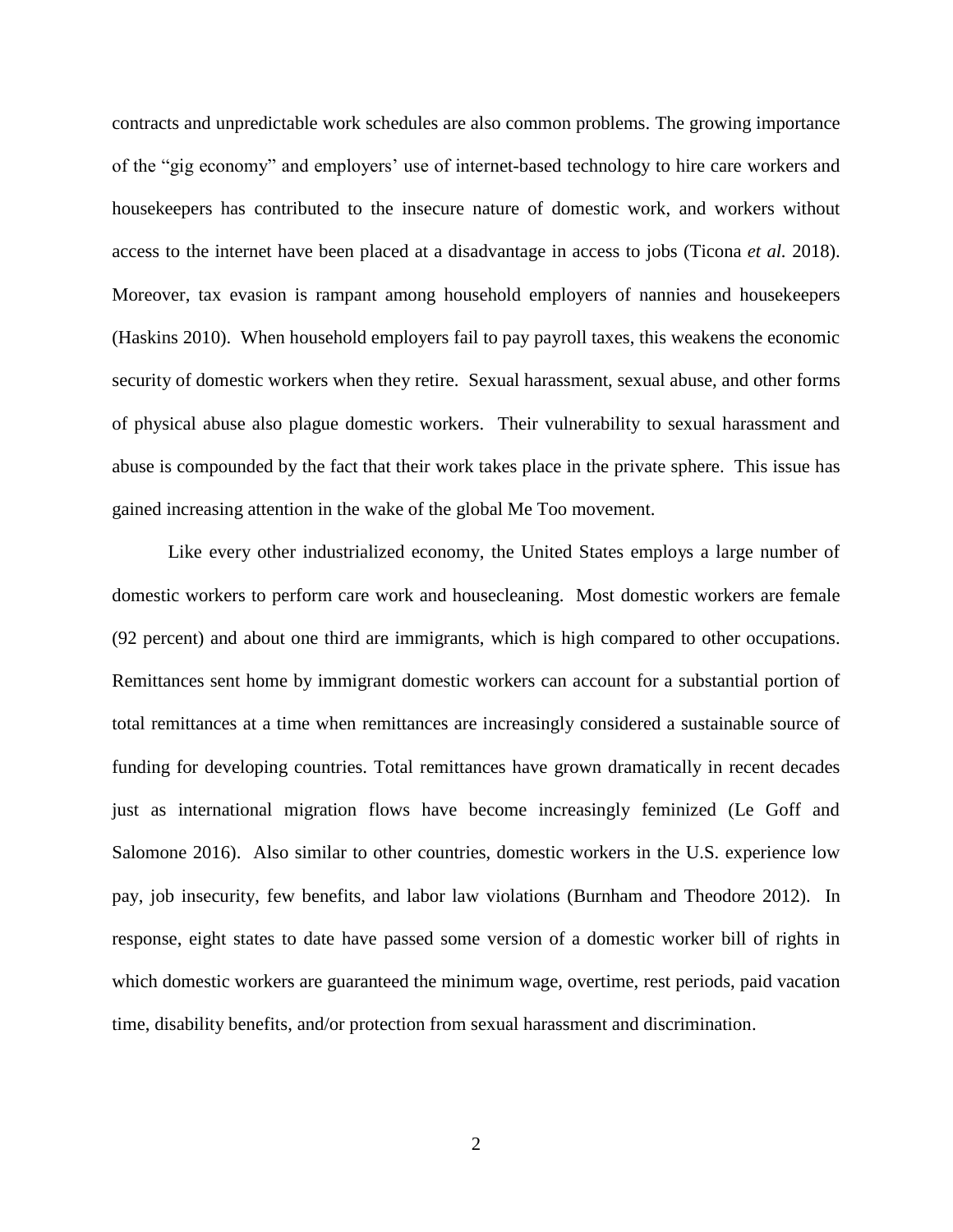contracts and unpredictable work schedules are also common problems. The growing importance of the "gig economy" and employers' use of internet-based technology to hire care workers and housekeepers has contributed to the insecure nature of domestic work, and workers without access to the internet have been placed at a disadvantage in access to jobs (Ticona *et al.* 2018). Moreover, tax evasion is rampant among household employers of nannies and housekeepers (Haskins 2010). When household employers fail to pay payroll taxes, this weakens the economic security of domestic workers when they retire. Sexual harassment, sexual abuse, and other forms of physical abuse also plague domestic workers. Their vulnerability to sexual harassment and abuse is compounded by the fact that their work takes place in the private sphere. This issue has gained increasing attention in the wake of the global Me Too movement.

Like every other industrialized economy, the United States employs a large number of domestic workers to perform care work and housecleaning. Most domestic workers are female (92 percent) and about one third are immigrants, which is high compared to other occupations. Remittances sent home by immigrant domestic workers can account for a substantial portion of total remittances at a time when remittances are increasingly considered a sustainable source of funding for developing countries. Total remittances have grown dramatically in recent decades just as international migration flows have become increasingly feminized (Le Goff and Salomone 2016). Also similar to other countries, domestic workers in the U.S. experience low pay, job insecurity, few benefits, and labor law violations (Burnham and Theodore 2012). In response, eight states to date have passed some version of a domestic worker bill of rights in which domestic workers are guaranteed the minimum wage, overtime, rest periods, paid vacation time, disability benefits, and/or protection from sexual harassment and discrimination.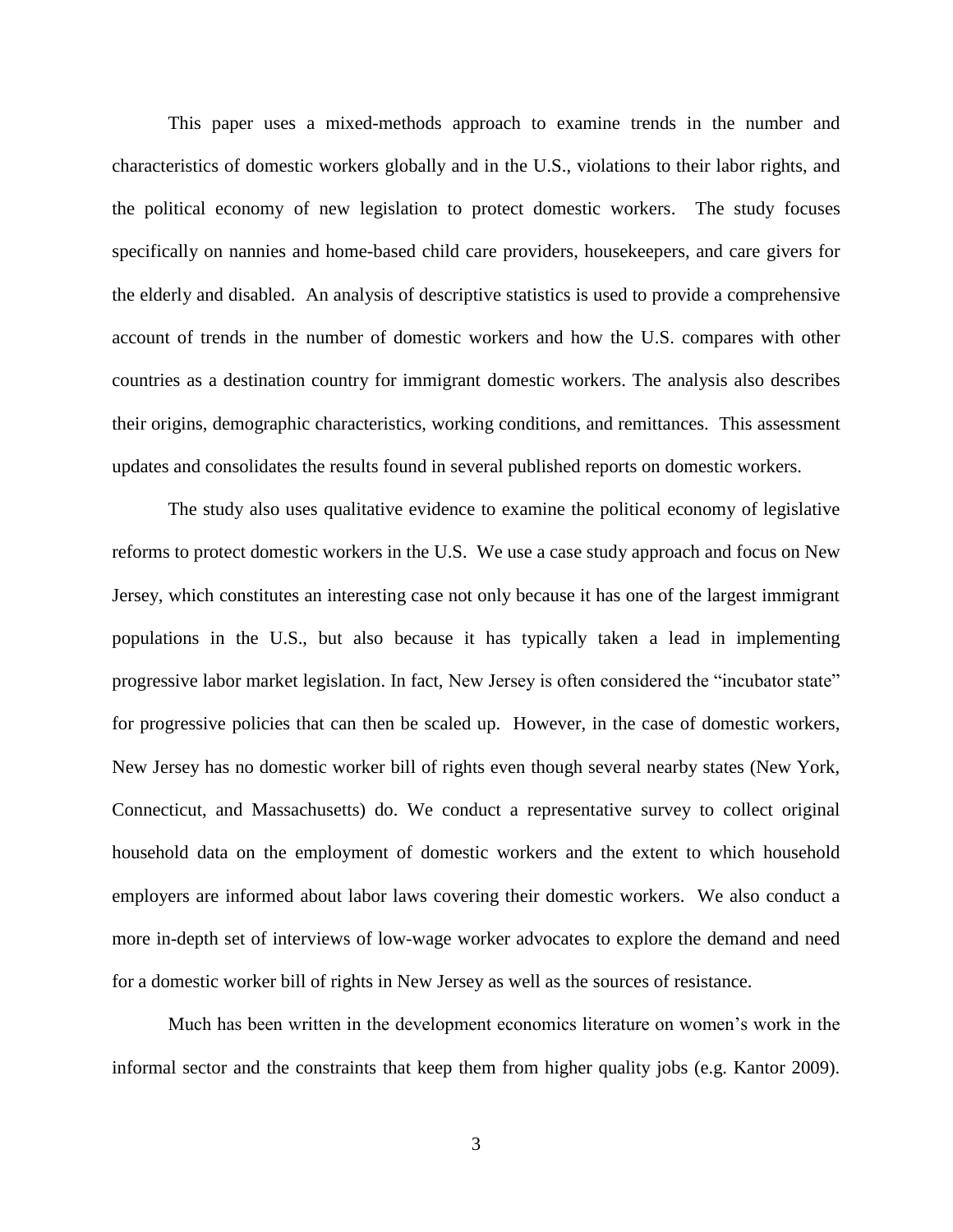This paper uses a mixed-methods approach to examine trends in the number and characteristics of domestic workers globally and in the U.S., violations to their labor rights, and the political economy of new legislation to protect domestic workers. The study focuses specifically on nannies and home-based child care providers, housekeepers, and care givers for the elderly and disabled. An analysis of descriptive statistics is used to provide a comprehensive account of trends in the number of domestic workers and how the U.S. compares with other countries as a destination country for immigrant domestic workers. The analysis also describes their origins, demographic characteristics, working conditions, and remittances. This assessment updates and consolidates the results found in several published reports on domestic workers.

The study also uses qualitative evidence to examine the political economy of legislative reforms to protect domestic workers in the U.S. We use a case study approach and focus on New Jersey, which constitutes an interesting case not only because it has one of the largest immigrant populations in the U.S., but also because it has typically taken a lead in implementing progressive labor market legislation. In fact, New Jersey is often considered the "incubator state" for progressive policies that can then be scaled up. However, in the case of domestic workers, New Jersey has no domestic worker bill of rights even though several nearby states (New York, Connecticut, and Massachusetts) do. We conduct a representative survey to collect original household data on the employment of domestic workers and the extent to which household employers are informed about labor laws covering their domestic workers. We also conduct a more in-depth set of interviews of low-wage worker advocates to explore the demand and need for a domestic worker bill of rights in New Jersey as well as the sources of resistance.

Much has been written in the development economics literature on women's work in the informal sector and the constraints that keep them from higher quality jobs (e.g. Kantor 2009).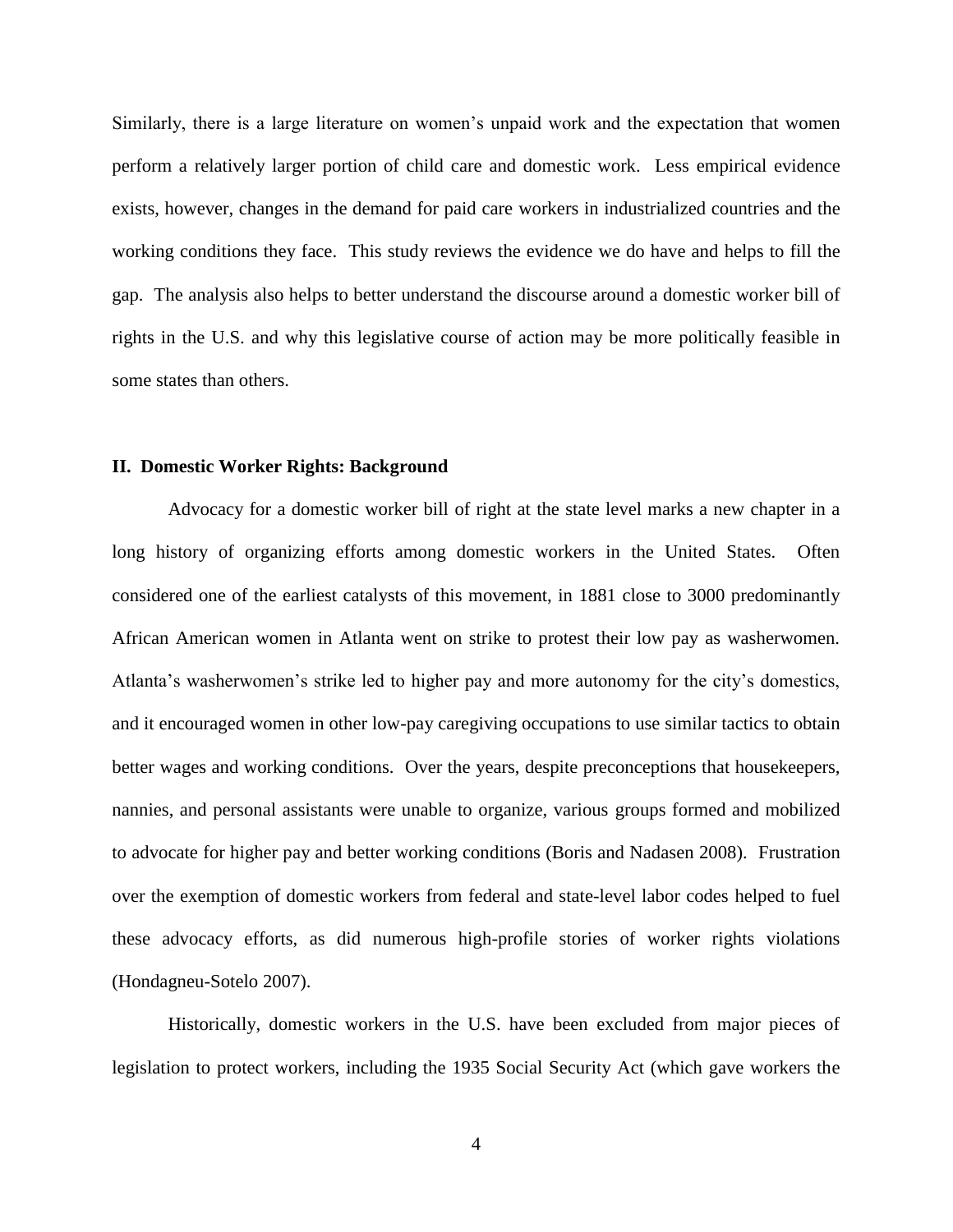Similarly, there is a large literature on women's unpaid work and the expectation that women perform a relatively larger portion of child care and domestic work. Less empirical evidence exists, however, changes in the demand for paid care workers in industrialized countries and the working conditions they face. This study reviews the evidence we do have and helps to fill the gap. The analysis also helps to better understand the discourse around a domestic worker bill of rights in the U.S. and why this legislative course of action may be more politically feasible in some states than others.

## II. Domestic Worker Rights: Background

Advocacy for a domestic worker bill of right at the state level marks a new chapter in a long history of organizing efforts among domestic workers in the United States. Often considered one of the earliest catalysts of this movement, in 1881 close to 3000 predominantly African American women in Atlanta went on strike to protest their low pay as washerwomen. Atlanta's washerwomen's strike led to higher pay and more autonomy for the city's domestics, and it encouraged women in other low-pay caregiving occupations to use similar tactics to obtain better wages and working conditions. Over the years, despite preconceptions that housekeepers, nannies, and personal assistants were unable to organize, various groups formed and mobilized to advocate for higher pay and better working conditions (Boris and Nadasen 2008). Frustration over the exemption of domestic workers from federal and state-level labor codes helped to fuel these advocacy efforts, as did numerous high-profile stories of worker rights violations (Hondagneu-Sotelo 2007).

Historically, domestic workers in the U.S. have been excluded from major pieces of legislation to protect workers, including the 1935 Social Security Act (which gave workers the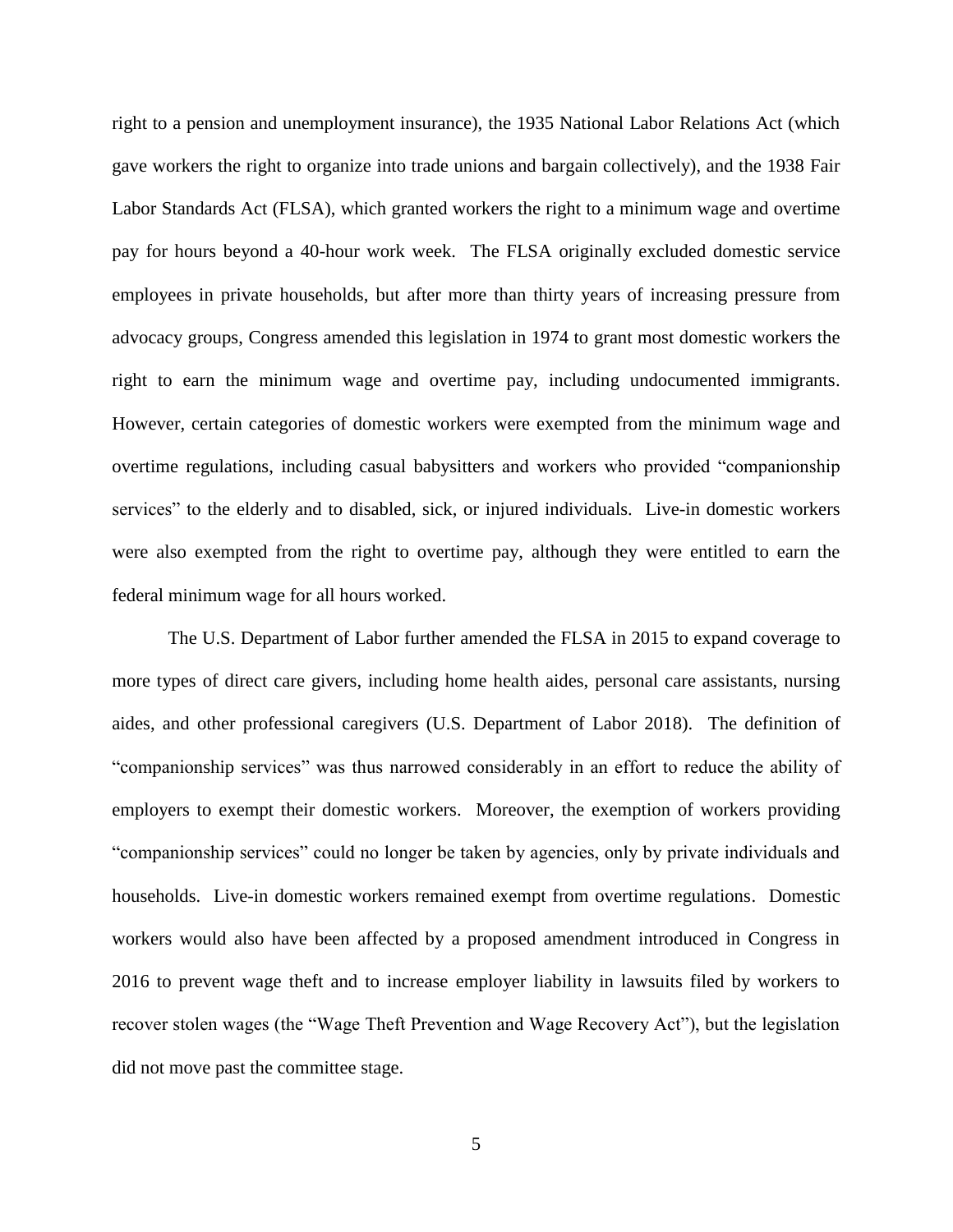right to a pension and unemployment insurance), the 1935 National Labor Relations Act (which gave workers the right to organize into trade unions and bargain collectively), and the 1938 Fair Labor Standards Act (FLSA), which granted workers the right to a minimum wage and overtime pay for hours beyond a 40-hour work week. The FLSA originally excluded domestic service employees in private households, but after more than thirty years of increasing pressure from advocacy groups, Congress amended this legislation in 1974 to grant most domestic workers the right to earn the minimum wage and overtime pay, including undocumented immigrants. However, certain categories of domestic workers were exempted from the minimum wage and overtime regulations, including casual babysitters and workers who provided "companionship services" to the elderly and to disabled, sick, or injured individuals. Live-in domestic workers were also exempted from the right to overtime pay, although they were entitled to earn the federal minimum wage for all hours worked.

The U.S. Department of Labor further amended the FLSA in 2015 to expand coverage to more types of direct care givers, including home health aides, personal care assistants, nursing aides, and other professional caregivers (U.S. Department of Labor 2018). The definition of "companionship services" was thus narrowed considerably in an effort to reduce the ability of employers to exempt their domestic workers. Moreover, the exemption of workers providing "companionship services" could no longer be taken by agencies, only by private individuals and households. Live-in domestic workers remained exempt from overtime regulations. Domestic workers would also have been affected by a proposed amendment introduced in Congress in 2016 to prevent wage theft and to increase employer liability in lawsuits filed by workers to recover stolen wages (the "Wage Theft Prevention and Wage Recovery Act"), but the legislation did not move past the committee stage.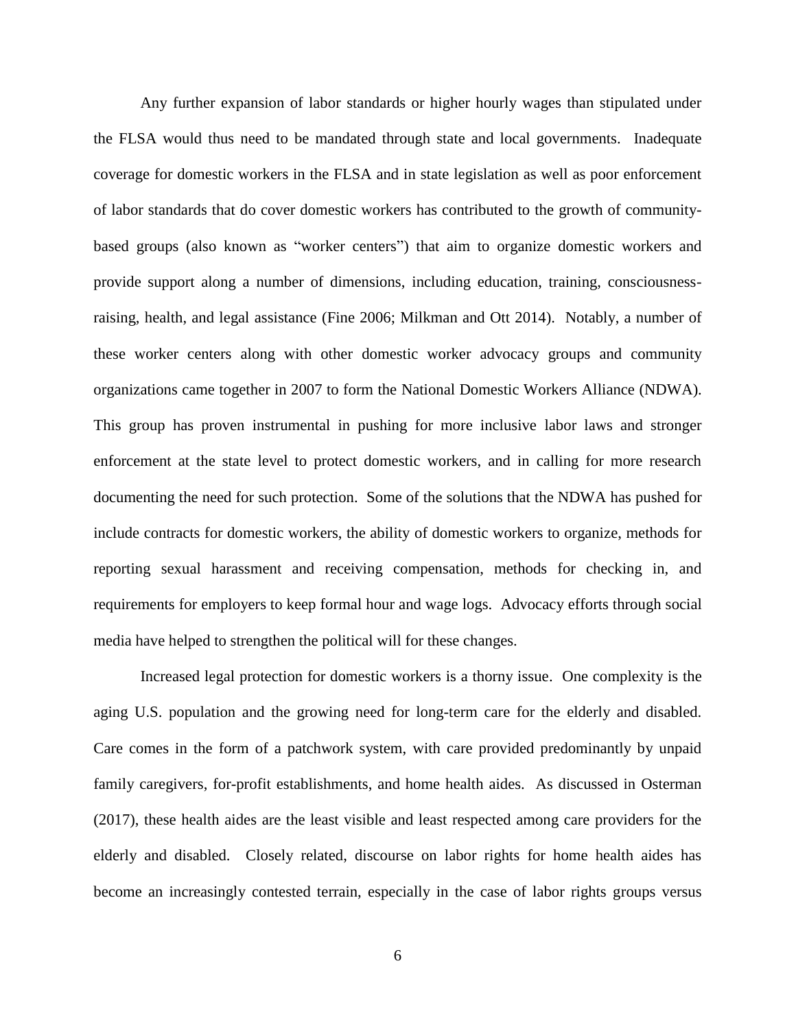Any further expansion of labor standards or higher hourly wages than stipulated under the FLSA would thus need to be mandated through state and local governments. Inadequate coverage for domestic workers in the FLSA and in state legislation as well as poor enforcement of labor standards that do cover domestic workers has contributed to the growth of community-based groups (also known as "worker centers") that aim to organize domestic workers and provide support along a number of dimensions, including education, training, consciousness-raising, health, and legal assistance (Fine 2006; Milkman and Ott 2014). Notably, a number of these worker centers along with other domestic worker advocacy groups and community organizations came together in 2007 to form the National Domestic Workers Alliance (NDWA). This group has proven instrumental in pushing for more inclusive labor laws and stronger enforcement at the state level to protect domestic workers, and in calling for more research documenting the need for such protection. Some of the solutions that the NDWA has pushed for include contracts for domestic workers, the ability of domestic workers to organize, methods for reporting sexual harassment and receiving compensation, methods for checking in, and requirements for employers to keep formal hour and wage logs. Advocacy efforts through social media have helped to strengthen the political will for these changes.

Increased legal protection for domestic workers is a thorny issue. One complexity is the aging U.S. population and the growing need for long-term care for the elderly and disabled. Care comes in the form of a patchwork system, with care provided predominantly by unpaid family caregivers, for-profit establishments, and home health aides. As discussed in Osterman (2017), these health aides are the least visible and least respected among care providers for the elderly and disabled. Closely related, discourse on labor rights for home health aides has become an increasingly contested terrain, especially in the case of labor rights groups versus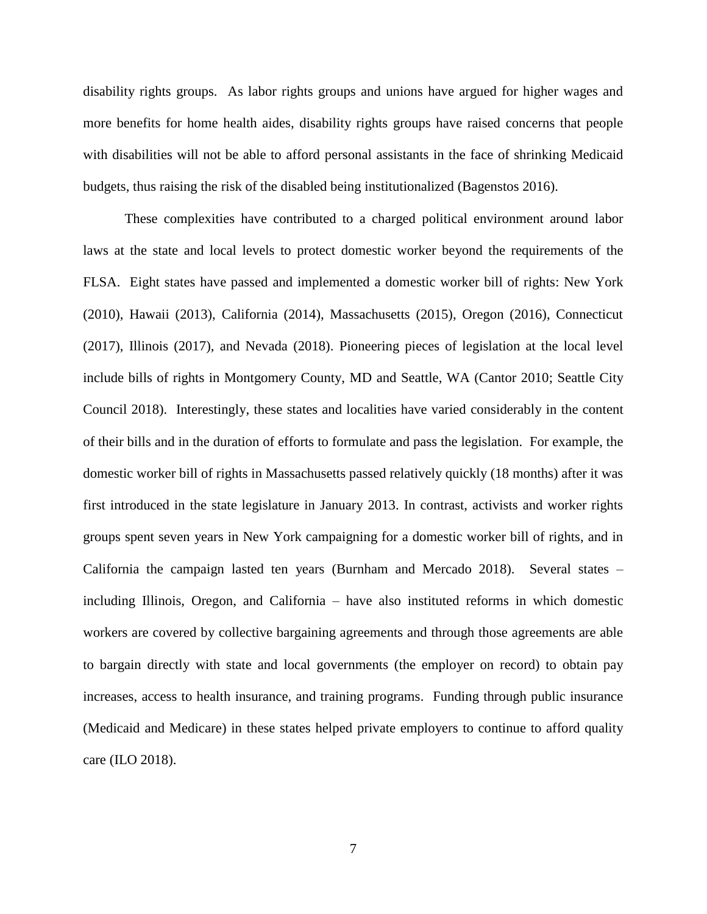disability rights groups. As labor rights groups and unions have argued for higher wages and more benefits for home health aides, disability rights groups have raised concerns that people with disabilities will not be able to afford personal assistants in the face of shrinking Medicaid budgets, thus raising the risk of the disabled being institutionalized (Bagenstos 2016).

These complexities have contributed to a charged political environment around labor laws at the state and local levels to protect domestic worker beyond the requirements of the FLSA. Eight states have passed and implemented a domestic worker bill of rights: New York (2010), Hawaii (2013), California (2014), Massachusetts (2015), Oregon (2016), Connecticut (2017), Illinois (2017), and Nevada (2018). Pioneering pieces of legislation at the local level include bills of rights in Montgomery County, MD and Seattle, WA (Cantor 2010; Seattle City Council 2018). Interestingly, these states and localities have varied considerably in the content of their bills and in the duration of efforts to formulate and pass the legislation. For example, the domestic worker bill of rights in Massachusetts passed relatively quickly (18 months) after it was first introduced in the state legislature in January 2013. In contrast, activists and worker rights groups spent seven years in New York campaigning for a domestic worker bill of rights, and in California the campaign lasted ten years (Burnham and Mercado 2018). Several states – including Illinois, Oregon, and California – have also instituted reforms in which domestic workers are covered by collective bargaining agreements and through those agreements are able to bargain directly with state and local governments (the employer on record) to obtain pay increases, access to health insurance, and training programs. Funding through public insurance (Medicaid and Medicare) in these states helped private employers to continue to afford quality care (ILO 2018).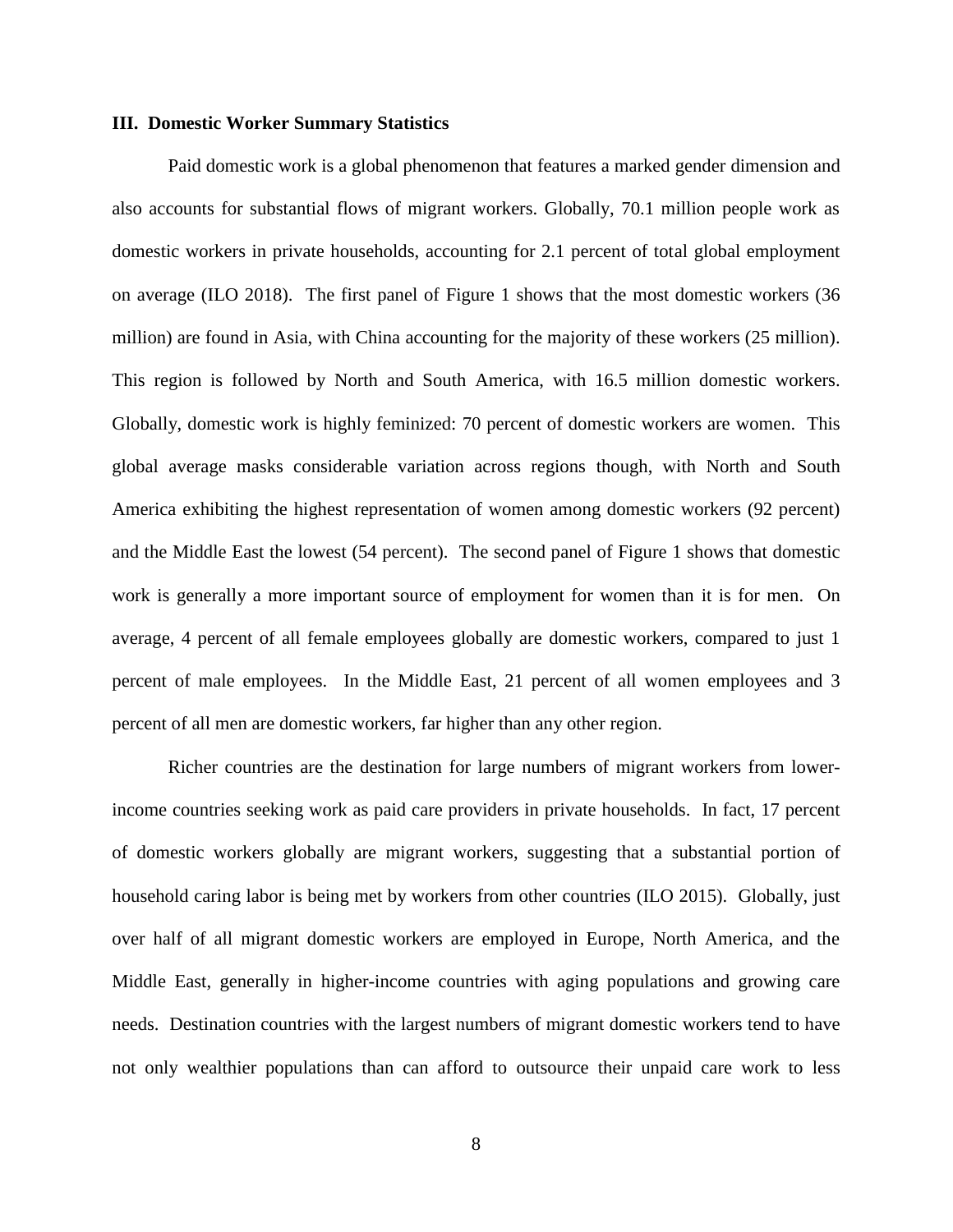### III. Domestic Worker Summary Statistics

Paid domestic work is a global phenomenon that features a marked gender dimension and also accounts for substantial flows of migrant workers. Globally, 70.1 million people work as domestic workers in private households, accounting for 2.1 percent of total global employment on average (ILO 2018). The first panel of Figure 1 shows that the most domestic workers (36 million) are found in Asia, with China accounting for the majority of these workers (25 million). This region is followed by North and South America, with 16.5 million domestic workers. Globally, domestic work is highly feminized: 70 percent of domestic workers are women. This global average masks considerable variation across regions though, with North and South America exhibiting the highest representation of women among domestic workers (92 percent) and the Middle East the lowest (54 percent). The second panel of Figure 1 shows that domestic work is generally a more important source of employment for women than it is for men. On average, 4 percent of all female employees globally are domestic workers, compared to just 1 percent of male employees. In the Middle East, 21 percent of all women employees and 3 percent of all men are domestic workers, far higher than any other region.

Richer countries are the destination for large numbers of migrant workers from lower-income countries seeking work as paid care providers in private households. In fact, 17 percent of domestic workers globally are migrant workers, suggesting that a substantial portion of household caring labor is being met by workers from other countries (ILO 2015). Globally, just over half of all migrant domestic workers are employed in Europe, North America, and the Middle East, generally in higher-income countries with aging populations and growing care needs. Destination countries with the largest numbers of migrant domestic workers tend to have not only wealthier populations than can afford to outsource their unpaid care work to less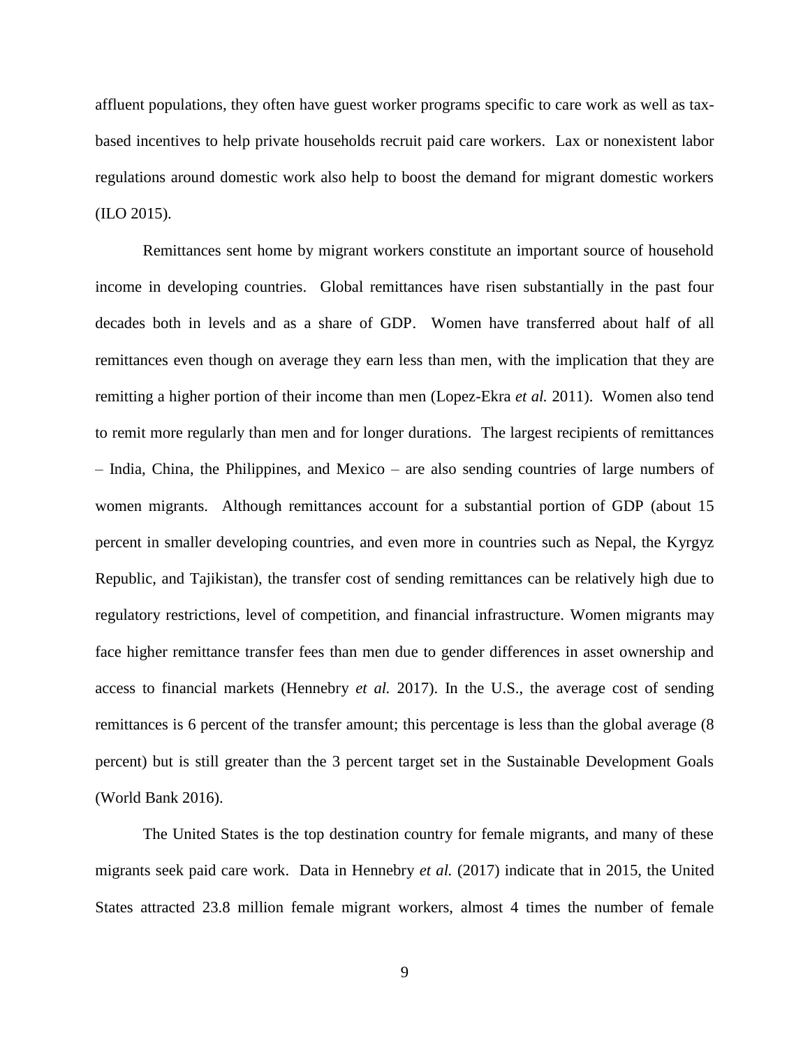affluent populations, they often have guest worker programs specific to care work as well as tax-based incentives to help private households recruit paid care workers. Lax or nonexistent labor regulations around domestic work also help to boost the demand for migrant domestic workers (ILO 2015).

Remittances sent home by migrant workers constitute an important source of household income in developing countries. Global remittances have risen substantially in the past four decades both in levels and as a share of GDP. Women have transferred about half of all remittances even though on average they earn less than men, with the implication that they are remitting a higher portion of their income than men (Lopez-Ekra *et al.* 2011). Women also tend to remit more regularly than men and for longer durations. The largest recipients of remittances – India, China, the Philippines, and Mexico – are also sending countries of large numbers of women migrants. Although remittances account for a substantial portion of GDP (about 15 percent in smaller developing countries, and even more in countries such as Nepal, the Kyrgyz Republic, and Tajikistan), the transfer cost of sending remittances can be relatively high due to regulatory restrictions, level of competition, and financial infrastructure. Women migrants may face higher remittance transfer fees than men due to gender differences in asset ownership and access to financial markets (Hennebry *et al.* 2017). In the U.S., the average cost of sending remittances is 6 percent of the transfer amount; this percentage is less than the global average (8 percent) but is still greater than the 3 percent target set in the Sustainable Development Goals (World Bank 2016).

The United States is the top destination country for female migrants, and many of these migrants seek paid care work. Data in Hennebry *et al.* (2017) indicate that in 2015, the United States attracted 23.8 million female migrant workers, almost 4 times the number of female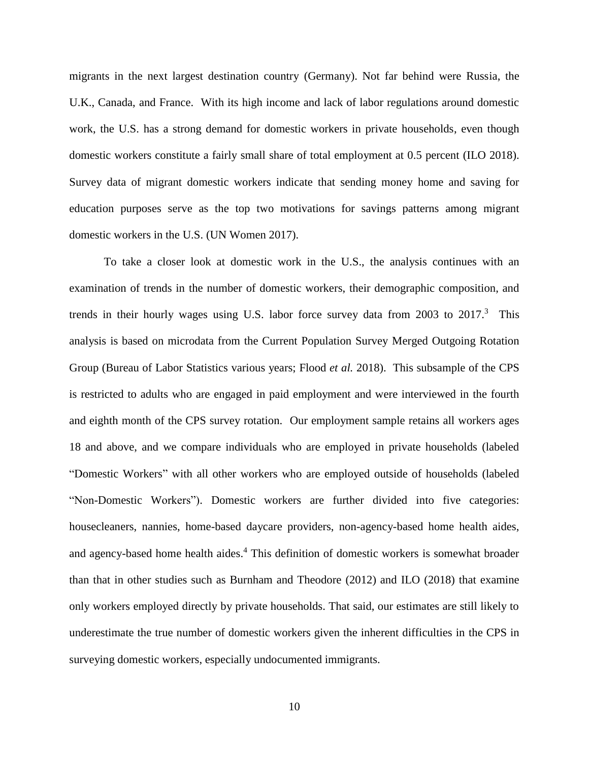migrants in the next largest destination country (Germany). Not far behind were Russia, the U.K., Canada, and France. With its high income and lack of labor regulations around domestic work, the U.S. has a strong demand for domestic workers in private households, even though domestic workers constitute a fairly small share of total employment at 0.5 percent (ILO 2018). Survey data of migrant domestic workers indicate that sending money home and saving for education purposes serve as the top two motivations for savings patterns among migrant domestic workers in the U.S. (UN Women 2017).

To take a closer look at domestic work in the U.S., the analysis continues with an examination of trends in the number of domestic workers, their demographic composition, and trends in their hourly wages using U.S. labor force survey data from 2003 to 2017.[3] This analysis is based on microdata from the Current Population Survey Merged Outgoing Rotation Group (Bureau of Labor Statistics various years; Flood *et al.* 2018). This subsample of the CPS is restricted to adults who are engaged in paid employment and were interviewed in the fourth and eighth month of the CPS survey rotation. Our employment sample retains all workers ages 18 and above, and we compare individuals who are employed in private households (labeled "Domestic Workers" with all other workers who are employed outside of households (labeled "Non-Domestic Workers"). Domestic workers are further divided into five categories: housecleaners, nannies, home-based daycare providers, non-agency-based home health aides, and agency-based home health aides.[4] This definition of domestic workers is somewhat broader than that in other studies such as Burnham and Theodore (2012) and ILO (2018) that examine only workers employed directly by private households. That said, our estimates are still likely to underestimate the true number of domestic workers given the inherent difficulties in the CPS in surveying domestic workers, especially undocumented immigrants.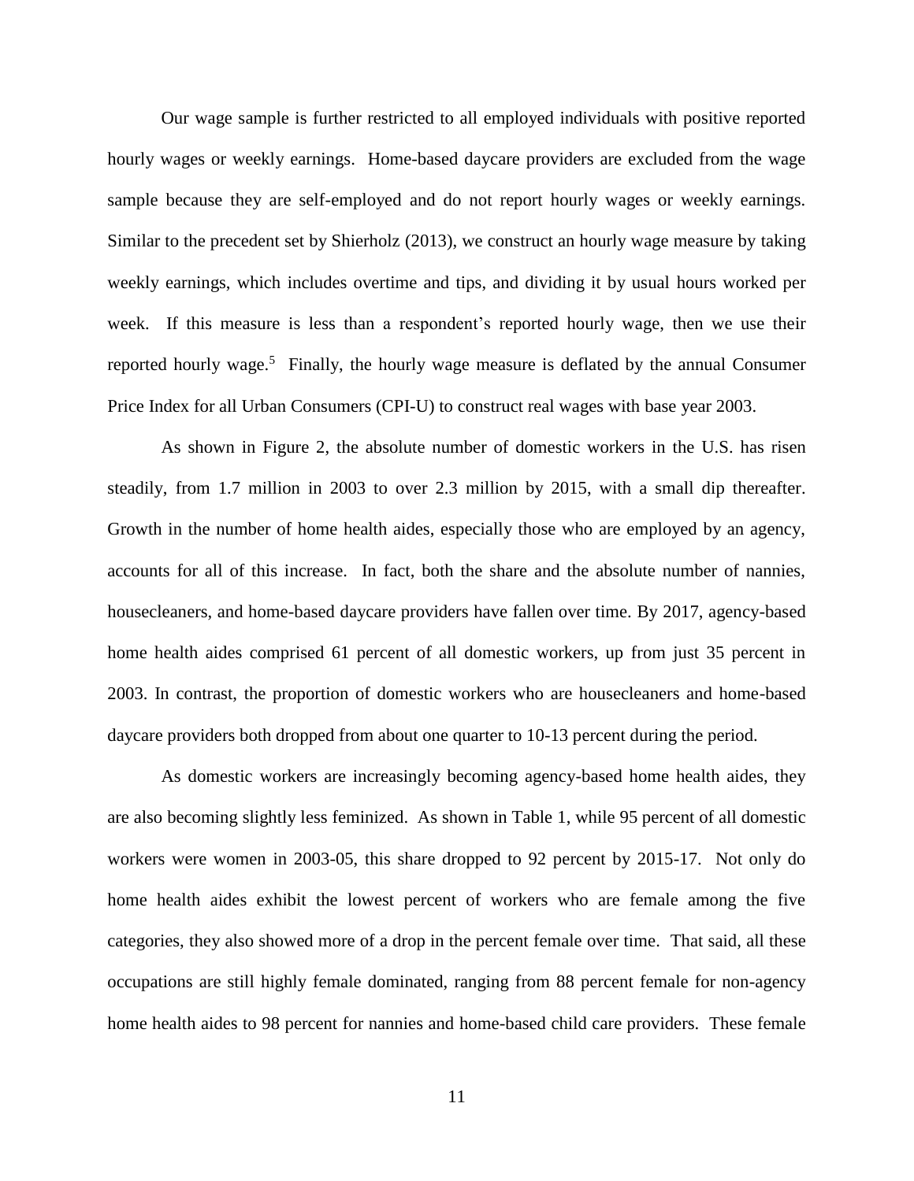Our wage sample is further restricted to all employed individuals with positive reported hourly wages or weekly earnings. Home-based daycare providers are excluded from the wage sample because they are self-employed and do not report hourly wages or weekly earnings. Similar to the precedent set by Shierholz (2013), we construct an hourly wage measure by taking weekly earnings, which includes overtime and tips, and dividing it by usual hours worked per week. If this measure is less than a respondent's reported hourly wage, then we use their reported hourly wage.[5] Finally, the hourly wage measure is deflated by the annual Consumer Price Index for all Urban Consumers (CPI-U) to construct real wages with base year 2003.

As shown in Figure 2, the absolute number of domestic workers in the U.S. has risen steadily, from 1.7 million in 2003 to over 2.3 million by 2015, with a small dip thereafter. Growth in the number of home health aides, especially those who are employed by an agency, accounts for all of this increase. In fact, both the share and the absolute number of nannies, housecleaners, and home-based daycare providers have fallen over time. By 2017, agency-based home health aides comprised 61 percent of all domestic workers, up from just 35 percent in 2003. In contrast, the proportion of domestic workers who are housecleaners and home-based daycare providers both dropped from about one quarter to 10-13 percent during the period.

As domestic workers are increasingly becoming agency-based home health aides, they are also becoming slightly less feminized. As shown in Table 1, while 95 percent of all domestic workers were women in 2003-05, this share dropped to 92 percent by 2015-17. Not only do home health aides exhibit the lowest percent of workers who are female among the five categories, they also showed more of a drop in the percent female over time. That said, all these occupations are still highly female dominated, ranging from 88 percent female for non-agency home health aides to 98 percent for nannies and home-based child care providers. These female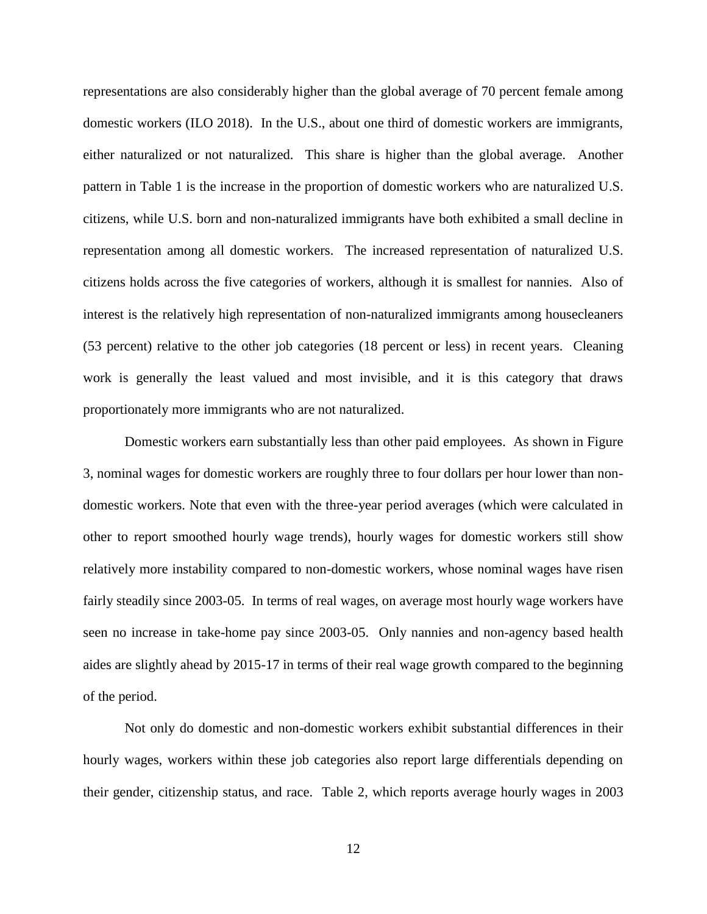representations are also considerably higher than the global average of 70 percent female among domestic workers (ILO 2018). In the U.S., about one third of domestic workers are immigrants, either naturalized or not naturalized. This share is higher than the global average. Another pattern in Table 1 is the increase in the proportion of domestic workers who are naturalized U.S. citizens, while U.S. born and non-naturalized immigrants have both exhibited a small decline in representation among all domestic workers. The increased representation of naturalized U.S. citizens holds across the five categories of workers, although it is smallest for nannies. Also of interest is the relatively high representation of non-naturalized immigrants among housecleaners (53 percent) relative to the other job categories (18 percent or less) in recent years. Cleaning work is generally the least valued and most invisible, and it is this category that draws proportionately more immigrants who are not naturalized.

Domestic workers earn substantially less than other paid employees. As shown in Figure 3, nominal wages for domestic workers are roughly three to four dollars per hour lower than non-domestic workers. Note that even with the three-year period averages (which were calculated in other to report smoothed hourly wage trends), hourly wages for domestic workers still show relatively more instability compared to non-domestic workers, whose nominal wages have risen fairly steadily since 2003-05. In terms of real wages, on average most hourly wage workers have seen no increase in take-home pay since 2003-05. Only nannies and non-agency based health aides are slightly ahead by 2015-17 in terms of their real wage growth compared to the beginning of the period.

Not only do domestic and non-domestic workers exhibit substantial differences in their hourly wages, workers within these job categories also report large differentials depending on their gender, citizenship status, and race. Table 2, which reports average hourly wages in 2003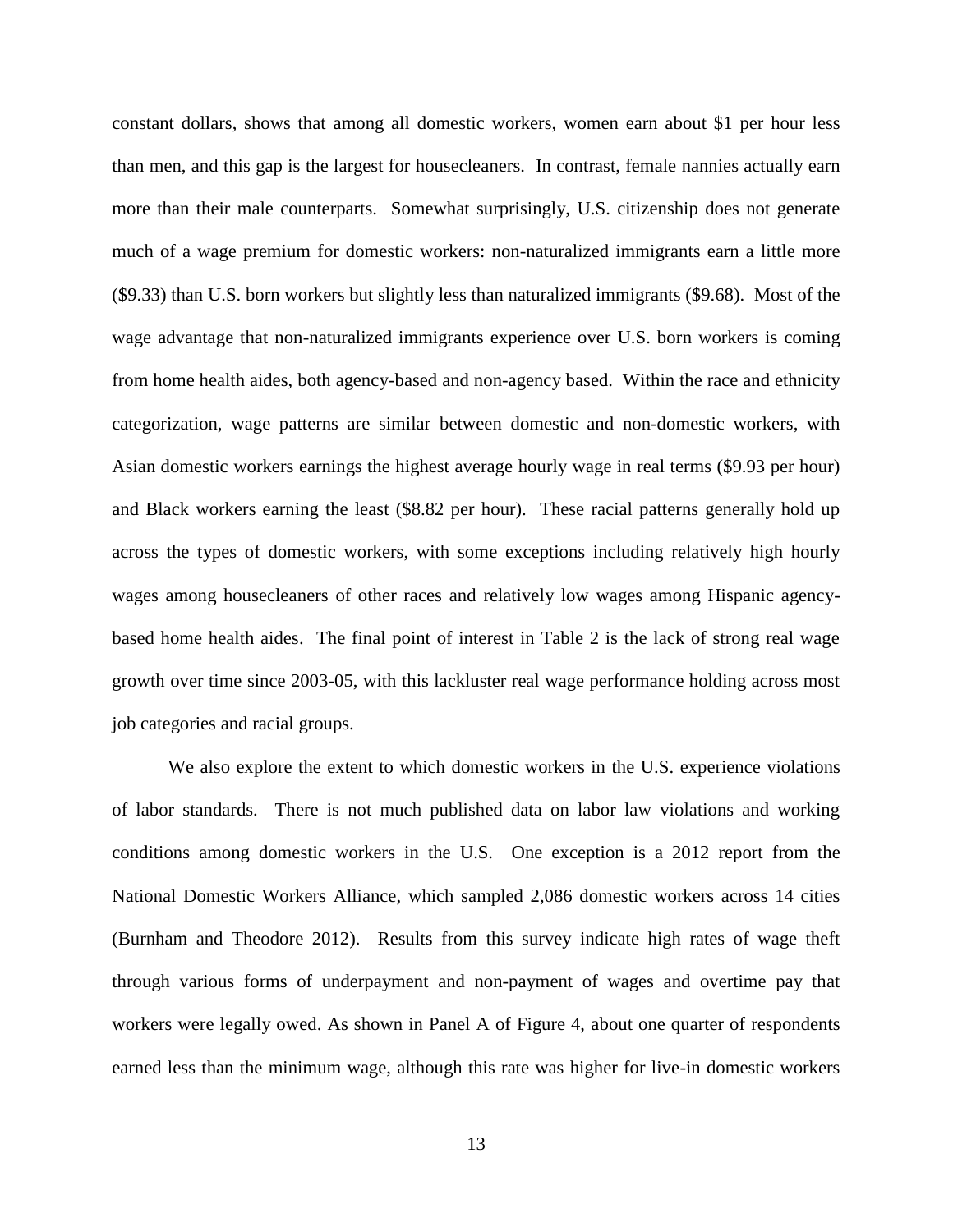constant dollars, shows that among all domestic workers, women earn about $1 per hour less than men, and this gap is the largest for housecleaners. In contrast, female nannies actually earn more than their male counterparts. Somewhat surprisingly, U.S. citizenship does not generate much of a wage premium for domestic workers: non-naturalized immigrants earn a little more ($9.33) than U.S. born workers but slightly less than naturalized immigrants ($9.68). Most of the wage advantage that non-naturalized immigrants experience over U.S. born workers is coming from home health aides, both agency-based and non-agency based. Within the race and ethnicity categorization, wage patterns are similar between domestic and non-domestic workers, with Asian domestic workers earnings the highest average hourly wage in real terms ($9.93 per hour) and Black workers earning the least ($8.82 per hour). These racial patterns generally hold up across the types of domestic workers, with some exceptions including relatively high hourly wages among housecleaners of other races and relatively low wages among Hispanic agency-based home health aides. The final point of interest in Table 2 is the lack of strong real wage growth over time since 2003-05, with this lackluster real wage performance holding across most job categories and racial groups.

We also explore the extent to which domestic workers in the U.S. experience violations of labor standards. There is not much published data on labor law violations and working conditions among domestic workers in the U.S. One exception is a 2012 report from the National Domestic Workers Alliance, which sampled 2,086 domestic workers across 14 cities (Burnham and Theodore 2012). Results from this survey indicate high rates of wage theft through various forms of underpayment and non-payment of wages and overtime pay that workers were legally owed. As shown in Panel A of Figure 4, about one quarter of respondents earned less than the minimum wage, although this rate was higher for live-in domestic workers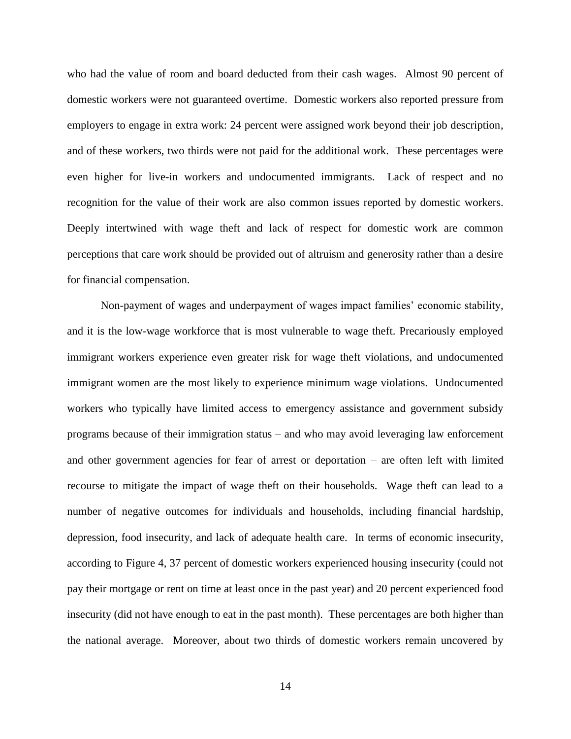who had the value of room and board deducted from their cash wages. Almost 90 percent of domestic workers were not guaranteed overtime. Domestic workers also reported pressure from employers to engage in extra work: 24 percent were assigned work beyond their job description, and of these workers, two thirds were not paid for the additional work. These percentages were even higher for live-in workers and undocumented immigrants. Lack of respect and no recognition for the value of their work are also common issues reported by domestic workers. Deeply intertwined with wage theft and lack of respect for domestic work are common perceptions that care work should be provided out of altruism and generosity rather than a desire for financial compensation.

Non-payment of wages and underpayment of wages impact families' economic stability, and it is the low-wage workforce that is most vulnerable to wage theft. Precariously employed immigrant workers experience even greater risk for wage theft violations, and undocumented immigrant women are the most likely to experience minimum wage violations. Undocumented workers who typically have limited access to emergency assistance and government subsidy programs because of their immigration status – and who may avoid leveraging law enforcement and other government agencies for fear of arrest or deportation – are often left with limited recourse to mitigate the impact of wage theft on their households. Wage theft can lead to a number of negative outcomes for individuals and households, including financial hardship, depression, food insecurity, and lack of adequate health care. In terms of economic insecurity, according to Figure 4, 37 percent of domestic workers experienced housing insecurity (could not pay their mortgage or rent on time at least once in the past year) and 20 percent experienced food insecurity (did not have enough to eat in the past month). These percentages are both higher than the national average. Moreover, about two thirds of domestic workers remain uncovered by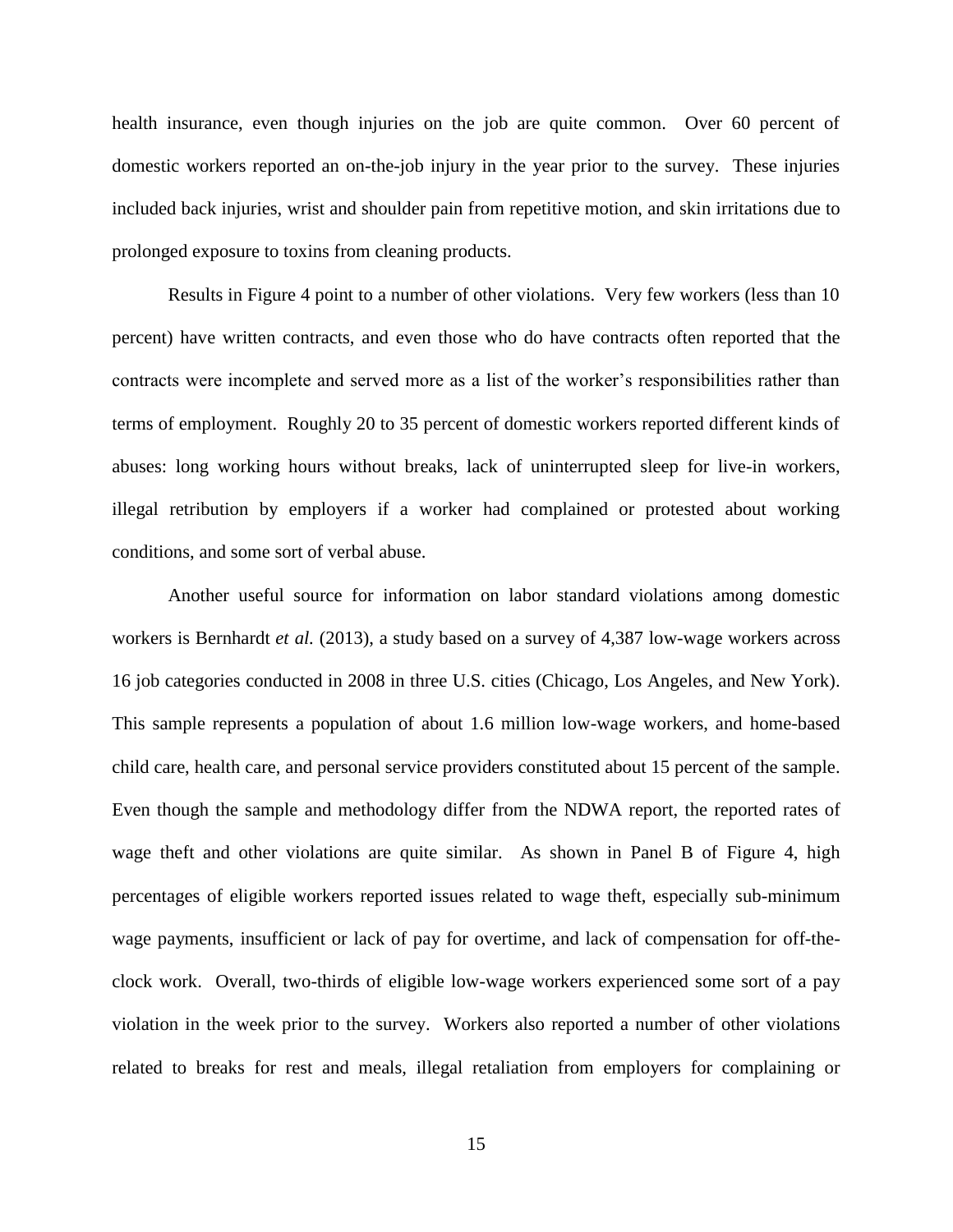health insurance, even though injuries on the job are quite common. Over 60 percent of domestic workers reported an on-the-job injury in the year prior to the survey. These injuries included back injuries, wrist and shoulder pain from repetitive motion, and skin irritations due to prolonged exposure to toxins from cleaning products.

Results in Figure 4 point to a number of other violations. Very few workers (less than 10 percent) have written contracts, and even those who do have contracts often reported that the contracts were incomplete and served more as a list of the worker's responsibilities rather than terms of employment. Roughly 20 to 35 percent of domestic workers reported different kinds of abuses: long working hours without breaks, lack of uninterrupted sleep for live-in workers, illegal retribution by employers if a worker had complained or protested about working conditions, and some sort of verbal abuse.

Another useful source for information on labor standard violations among domestic workers is Bernhardt *et al.* (2013), a study based on a survey of 4,387 low-wage workers across 16 job categories conducted in 2008 in three U.S. cities (Chicago, Los Angeles, and New York). This sample represents a population of about 1.6 million low-wage workers, and home-based child care, health care, and personal service providers constituted about 15 percent of the sample. Even though the sample and methodology differ from the NDWA report, the reported rates of wage theft and other violations are quite similar. As shown in Panel B of Figure 4, high percentages of eligible workers reported issues related to wage theft, especially sub-minimum wage payments, insufficient or lack of pay for overtime, and lack of compensation for off-the-clock work. Overall, two-thirds of eligible low-wage workers experienced some sort of a pay violation in the week prior to the survey. Workers also reported a number of other violations related to breaks for rest and meals, illegal retaliation from employers for complaining or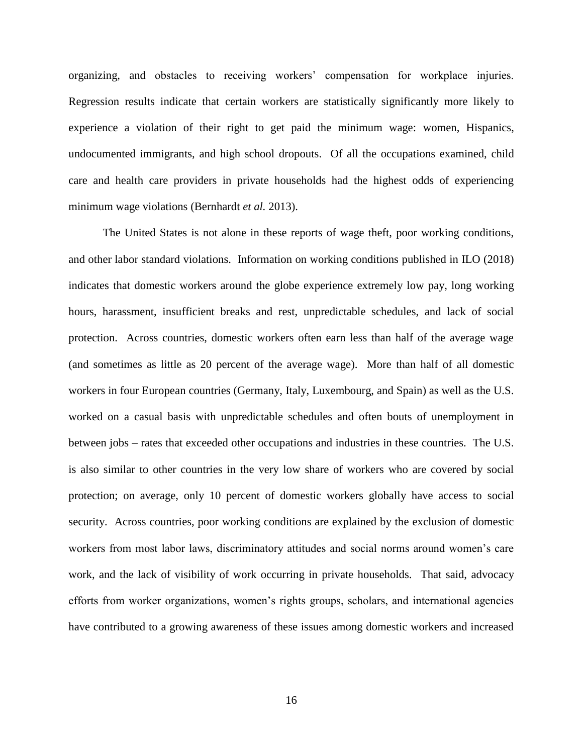organizing, and obstacles to receiving workers' compensation for workplace injuries. Regression results indicate that certain workers are statistically significantly more likely to experience a violation of their right to get paid the minimum wage: women, Hispanics, undocumented immigrants, and high school dropouts. Of all the occupations examined, child care and health care providers in private households had the highest odds of experiencing minimum wage violations (Bernhardt *et al.* 2013).

The United States is not alone in these reports of wage theft, poor working conditions, and other labor standard violations. Information on working conditions published in ILO (2018) indicates that domestic workers around the globe experience extremely low pay, long working hours, harassment, insufficient breaks and rest, unpredictable schedules, and lack of social protection. Across countries, domestic workers often earn less than half of the average wage (and sometimes as little as 20 percent of the average wage). More than half of all domestic workers in four European countries (Germany, Italy, Luxembourg, and Spain) as well as the U.S. worked on a casual basis with unpredictable schedules and often bouts of unemployment in between jobs – rates that exceeded other occupations and industries in these countries. The U.S. is also similar to other countries in the very low share of workers who are covered by social protection; on average, only 10 percent of domestic workers globally have access to social security. Across countries, poor working conditions are explained by the exclusion of domestic workers from most labor laws, discriminatory attitudes and social norms around women's care work, and the lack of visibility of work occurring in private households. That said, advocacy efforts from worker organizations, women's rights groups, scholars, and international agencies have contributed to a growing awareness of these issues among domestic workers and increased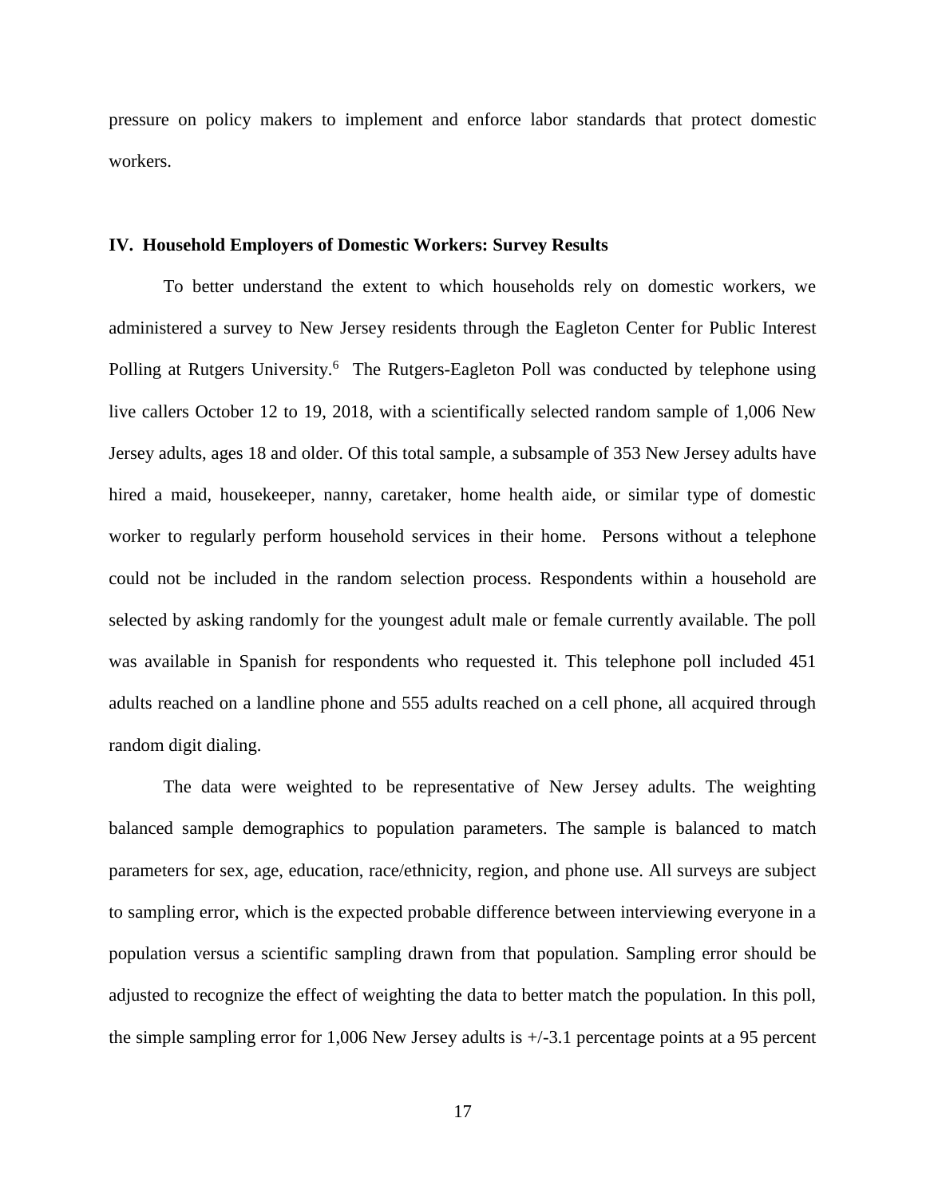pressure on policy makers to implement and enforce labor standards that protect domestic workers.

## IV. Household Employers of Domestic Workers: Survey Results

To better understand the extent to which households rely on domestic workers, we administered a survey to New Jersey residents through the Eagleton Center for Public Interest Polling at Rutgers University.[6] The Rutgers-Eagleton Poll was conducted by telephone using live callers October 12 to 19, 2018, with a scientifically selected random sample of 1,006 New Jersey adults, ages 18 and older. Of this total sample, a subsample of 353 New Jersey adults have hired a maid, housekeeper, nanny, caretaker, home health aide, or similar type of domestic worker to regularly perform household services in their home. Persons without a telephone could not be included in the random selection process. Respondents within a household are selected by asking randomly for the youngest adult male or female currently available. The poll was available in Spanish for respondents who requested it. This telephone poll included 451 adults reached on a landline phone and 555 adults reached on a cell phone, all acquired through random digit dialing.

The data were weighted to be representative of New Jersey adults. The weighting balanced sample demographics to population parameters. The sample is balanced to match parameters for sex, age, education, race/ethnicity, region, and phone use. All surveys are subject to sampling error, which is the expected probable difference between interviewing everyone in a population versus a scientific sampling drawn from that population. Sampling error should be adjusted to recognize the effect of weighting the data to better match the population. In this poll, the simple sampling error for 1,006 New Jersey adults is +/-3.1 percentage points at a 95 percent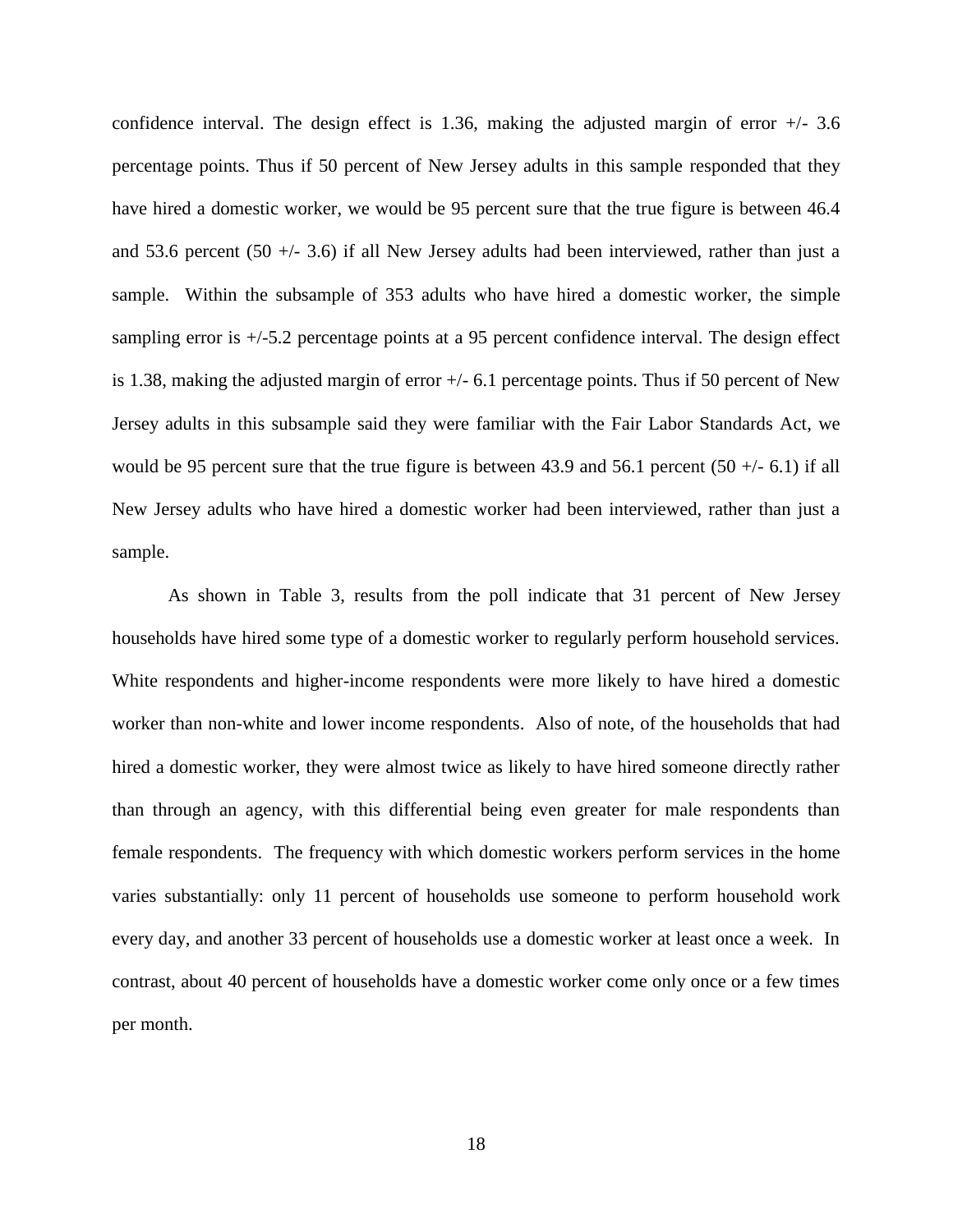confidence interval. The design effect is 1.36, making the adjusted margin of error +/- 3.6 percentage points. Thus if 50 percent of New Jersey adults in this sample responded that they have hired a domestic worker, we would be 95 percent sure that the true figure is between 46.4 and 53.6 percent (50 +/- 3.6) if all New Jersey adults had been interviewed, rather than just a sample. Within the subsample of 353 adults who have hired a domestic worker, the simple sampling error is +/-5.2 percentage points at a 95 percent confidence interval. The design effect is 1.38, making the adjusted margin of error +/- 6.1 percentage points. Thus if 50 percent of New Jersey adults in this subsample said they were familiar with the Fair Labor Standards Act, we would be 95 percent sure that the true figure is between 43.9 and 56.1 percent (50 +/- 6.1) if all New Jersey adults who have hired a domestic worker had been interviewed, rather than just a sample.

As shown in Table 3, results from the poll indicate that 31 percent of New Jersey households have hired some type of a domestic worker to regularly perform household services. White respondents and higher-income respondents were more likely to have hired a domestic worker than non-white and lower income respondents. Also of note, of the households that had hired a domestic worker, they were almost twice as likely to have hired someone directly rather than through an agency, with this differential being even greater for male respondents than female respondents. The frequency with which domestic workers perform services in the home varies substantially: only 11 percent of households use someone to perform household work every day, and another 33 percent of households use a domestic worker at least once a week. In contrast, about 40 percent of households have a domestic worker come only once or a few times per month.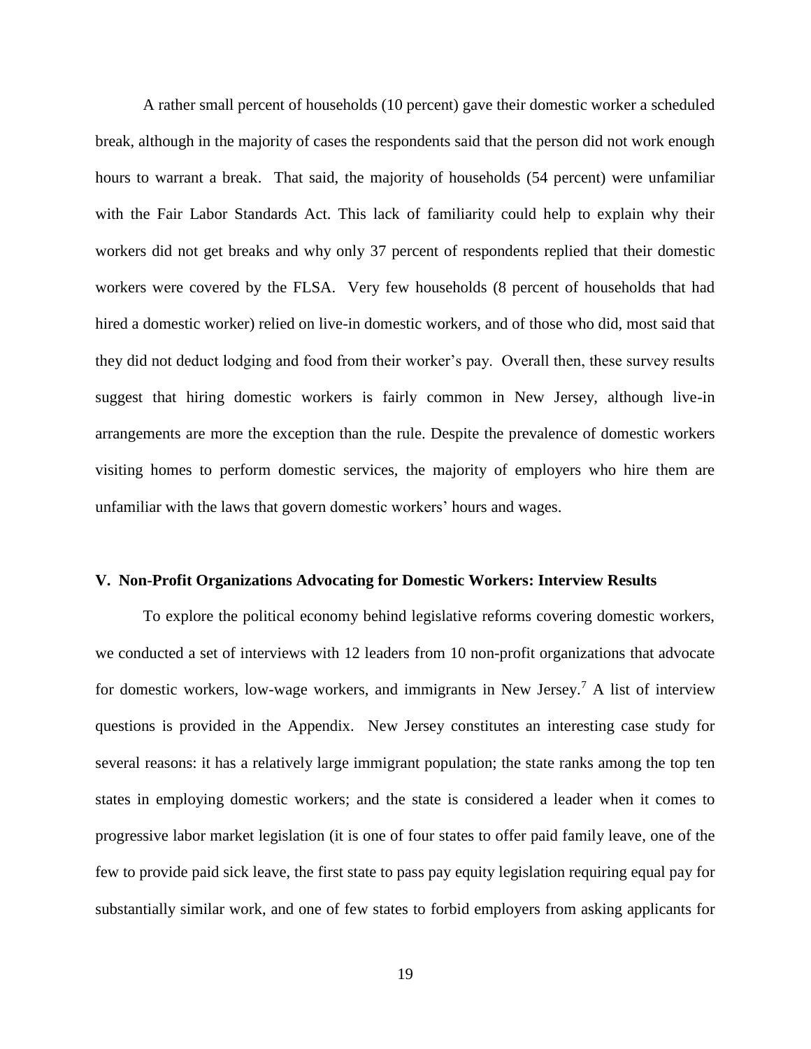A rather small percent of households (10 percent) gave their domestic worker a scheduled break, although in the majority of cases the respondents said that the person did not work enough hours to warrant a break. That said, the majority of households (54 percent) were unfamiliar with the Fair Labor Standards Act. This lack of familiarity could help to explain why their workers did not get breaks and why only 37 percent of respondents replied that their domestic workers were covered by the FLSA. Very few households (8 percent of households that had hired a domestic worker) relied on live-in domestic workers, and of those who did, most said that they did not deduct lodging and food from their worker's pay. Overall then, these survey results suggest that hiring domestic workers is fairly common in New Jersey, although live-in arrangements are more the exception than the rule. Despite the prevalence of domestic workers visiting homes to perform domestic services, the majority of employers who hire them are unfamiliar with the laws that govern domestic workers' hours and wages.

## V. Non-Profit Organizations Advocating for Domestic Workers: Interview Results

To explore the political economy behind legislative reforms covering domestic workers, we conducted a set of interviews with 12 leaders from 10 non-profit organizations that advocate for domestic workers, low-wage workers, and immigrants in New Jersey.[7] A list of interview questions is provided in the Appendix. New Jersey constitutes an interesting case study for several reasons: it has a relatively large immigrant population; the state ranks among the top ten states in employing domestic workers; and the state is considered a leader when it comes to progressive labor market legislation (it is one of four states to offer paid family leave, one of the few to provide paid sick leave, the first state to pass pay equity legislation requiring equal pay for substantially similar work, and one of few states to forbid employers from asking applicants for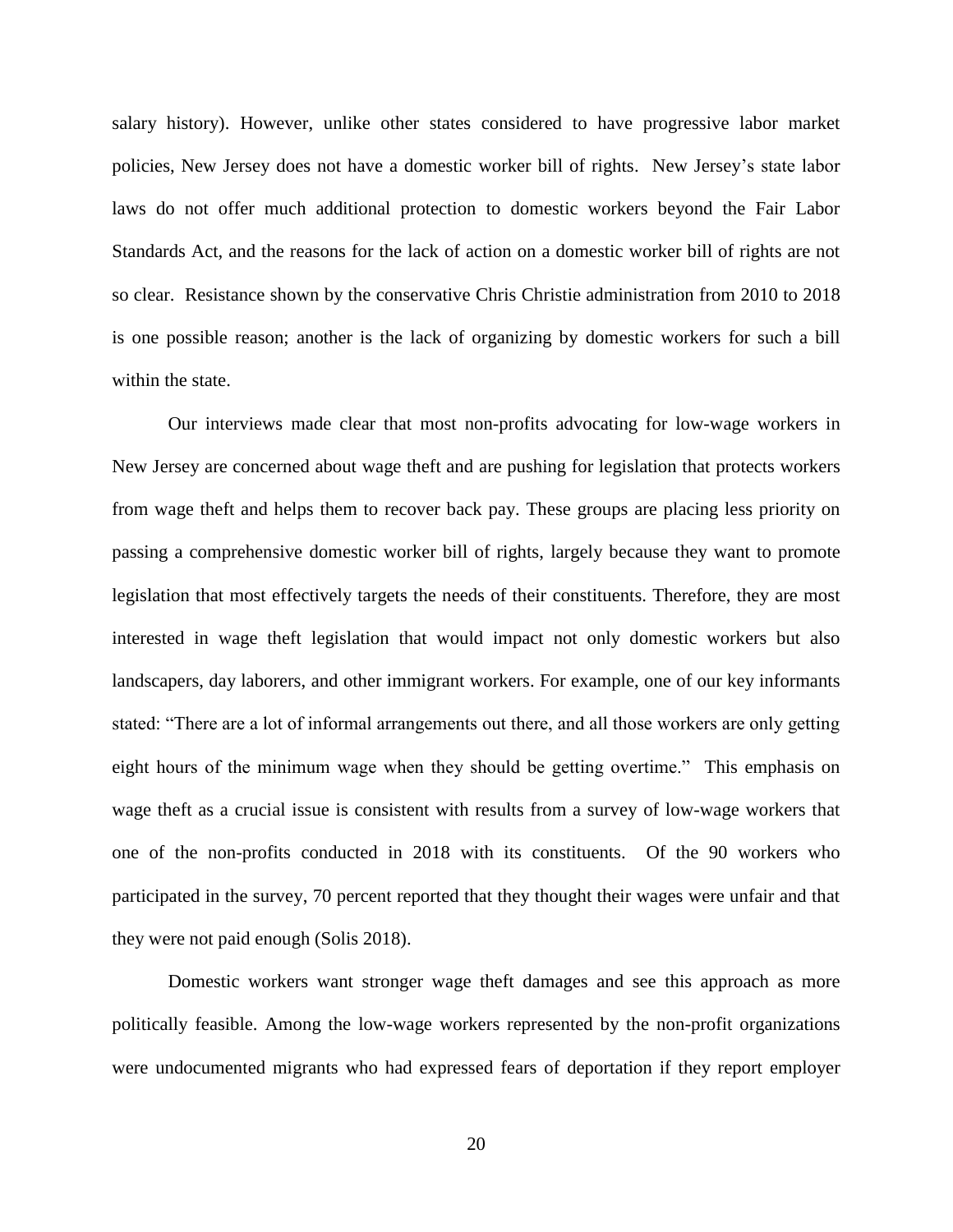salary history). However, unlike other states considered to have progressive labor market policies, New Jersey does not have a domestic worker bill of rights. New Jersey's state labor laws do not offer much additional protection to domestic workers beyond the Fair Labor Standards Act, and the reasons for the lack of action on a domestic worker bill of rights are not so clear. Resistance shown by the conservative Chris Christie administration from 2010 to 2018 is one possible reason; another is the lack of organizing by domestic workers for such a bill within the state.

Our interviews made clear that most non-profits advocating for low-wage workers in New Jersey are concerned about wage theft and are pushing for legislation that protects workers from wage theft and helps them to recover back pay. These groups are placing less priority on passing a comprehensive domestic worker bill of rights, largely because they want to promote legislation that most effectively targets the needs of their constituents. Therefore, they are most interested in wage theft legislation that would impact not only domestic workers but also landscapers, day laborers, and other immigrant workers. For example, one of our key informants stated: "There are a lot of informal arrangements out there, and all those workers are only getting eight hours of the minimum wage when they should be getting overtime." This emphasis on wage theft as a crucial issue is consistent with results from a survey of low-wage workers that one of the non-profits conducted in 2018 with its constituents. Of the 90 workers who participated in the survey, 70 percent reported that they thought their wages were unfair and that they were not paid enough (Solis 2018).

Domestic workers want stronger wage theft damages and see this approach as more politically feasible. Among the low-wage workers represented by the non-profit organizations were undocumented migrants who had expressed fears of deportation if they report employer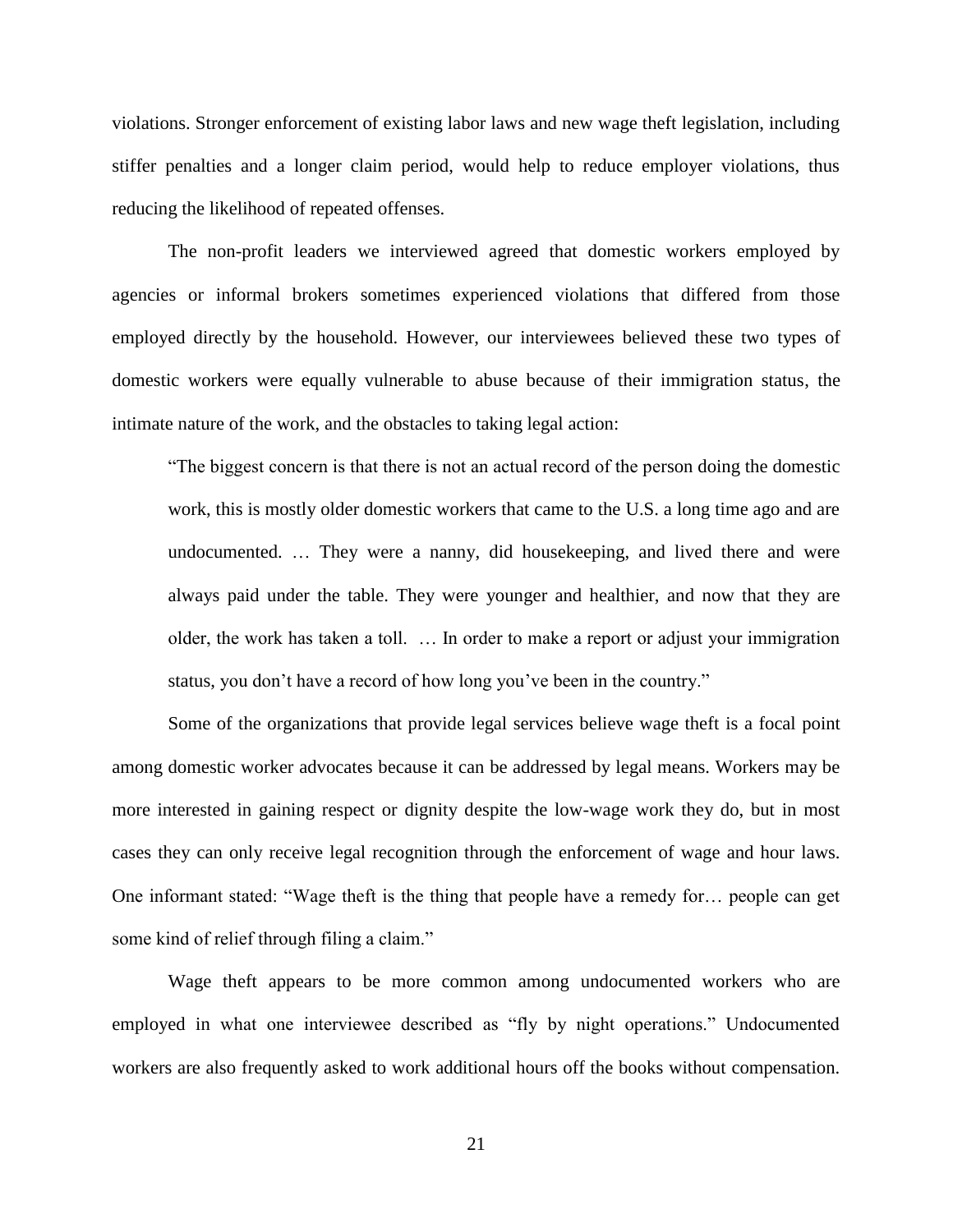violations. Stronger enforcement of existing labor laws and new wage theft legislation, including stiffer penalties and a longer claim period, would help to reduce employer violations, thus reducing the likelihood of repeated offenses.

The non-profit leaders we interviewed agreed that domestic workers employed by agencies or informal brokers sometimes experienced violations that differed from those employed directly by the household. However, our interviewees believed these two types of domestic workers were equally vulnerable to abuse because of their immigration status, the intimate nature of the work, and the obstacles to taking legal action:

> "The biggest concern is that there is not an actual record of the person doing the domestic work, this is mostly older domestic workers that came to the U.S. a long time ago and are undocumented. … They were a nanny, did housekeeping, and lived there and were always paid under the table. They were younger and healthier, and now that they are older, the work has taken a toll. … In order to make a report or adjust your immigration status, you don't have a record of how long you've been in the country."

Some of the organizations that provide legal services believe wage theft is a focal point among domestic worker advocates because it can be addressed by legal means. Workers may be more interested in gaining respect or dignity despite the low-wage work they do, but in most cases they can only receive legal recognition through the enforcement of wage and hour laws. One informant stated: "Wage theft is the thing that people have a remedy for… people can get some kind of relief through filing a claim."

Wage theft appears to be more common among undocumented workers who are employed in what one interviewee described as "fly by night operations." Undocumented workers are also frequently asked to work additional hours off the books without compensation.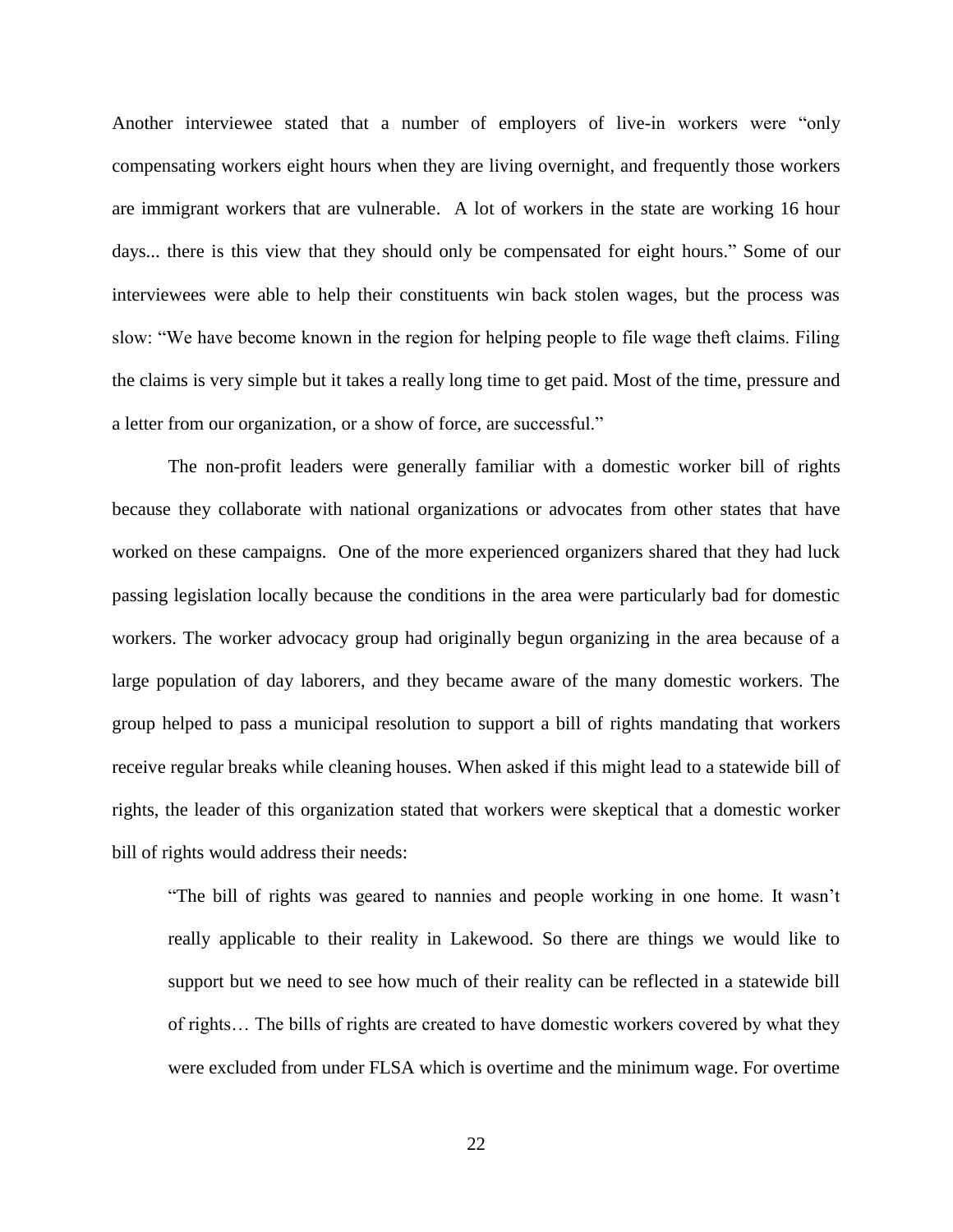Another interviewee stated that a number of employers of live-in workers were "only compensating workers eight hours when they are living overnight, and frequently those workers are immigrant workers that are vulnerable. A lot of workers in the state are working 16 hour days... there is this view that they should only be compensated for eight hours." Some of our interviewees were able to help their constituents win back stolen wages, but the process was slow: "We have become known in the region for helping people to file wage theft claims. Filing the claims is very simple but it takes a really long time to get paid. Most of the time, pressure and a letter from our organization, or a show of force, are successful."

The non-profit leaders were generally familiar with a domestic worker bill of rights because they collaborate with national organizations or advocates from other states that have worked on these campaigns. One of the more experienced organizers shared that they had luck passing legislation locally because the conditions in the area were particularly bad for domestic workers. The worker advocacy group had originally begun organizing in the area because of a large population of day laborers, and they became aware of the many domestic workers. The group helped to pass a municipal resolution to support a bill of rights mandating that workers receive regular breaks while cleaning houses. When asked if this might lead to a statewide bill of rights, the leader of this organization stated that workers were skeptical that a domestic worker bill of rights would address their needs:

> "The bill of rights was geared to nannies and people working in one home. It wasn't really applicable to their reality in Lakewood. So there are things we would like to support but we need to see how much of their reality can be reflected in a statewide bill of rights… The bills of rights are created to have domestic workers covered by what they were excluded from under FLSA which is overtime and the minimum wage. For overtime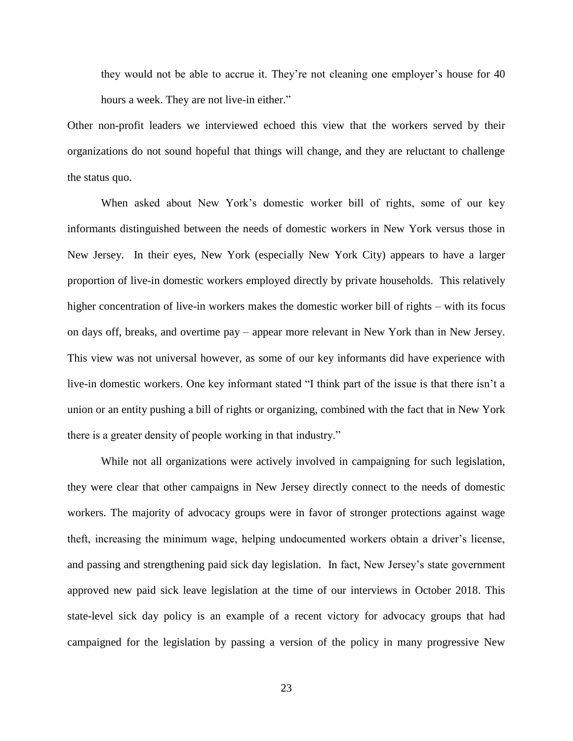they would not be able to accrue it. They're not cleaning one employer's house for 40 hours a week. They are not live-in either."

Other non-profit leaders we interviewed echoed this view that the workers served by their organizations do not sound hopeful that things will change, and they are reluctant to challenge the status quo.

When asked about New York's domestic worker bill of rights, some of our key informants distinguished between the needs of domestic workers in New York versus those in New Jersey. In their eyes, New York (especially New York City) appears to have a larger proportion of live-in domestic workers employed directly by private households. This relatively higher concentration of live-in workers makes the domestic worker bill of rights – with its focus on days off, breaks, and overtime pay – appear more relevant in New York than in New Jersey. This view was not universal however, as some of our key informants did have experience with live-in domestic workers. One key informant stated "I think part of the issue is that there isn't a union or an entity pushing a bill of rights or organizing, combined with the fact that in New York there is a greater density of people working in that industry."

While not all organizations were actively involved in campaigning for such legislation, they were clear that other campaigns in New Jersey directly connect to the needs of domestic workers. The majority of advocacy groups were in favor of stronger protections against wage theft, increasing the minimum wage, helping undocumented workers obtain a driver's license, and passing and strengthening paid sick day legislation. In fact, New Jersey's state government approved new paid sick leave legislation at the time of our interviews in October 2018. This state-level sick day policy is an example of a recent victory for advocacy groups that had campaigned for the legislation by passing a version of the policy in many progressive New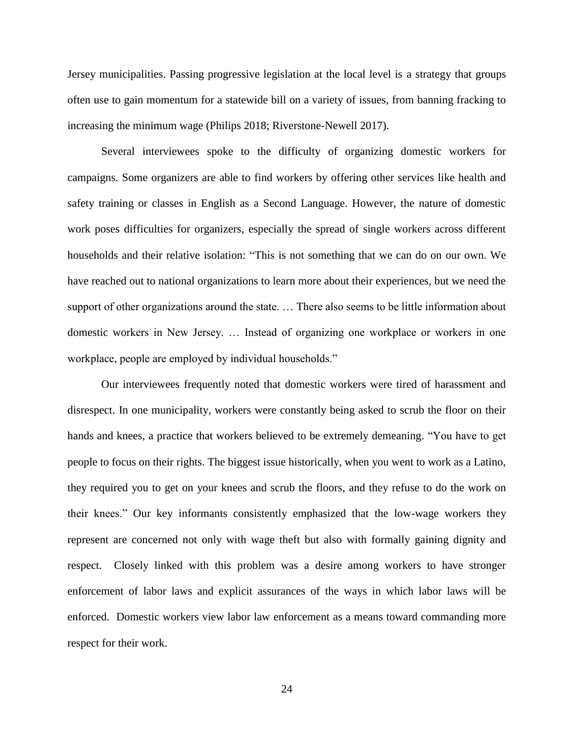Jersey municipalities. Passing progressive legislation at the local level is a strategy that groups often use to gain momentum for a statewide bill on a variety of issues, from banning fracking to increasing the minimum wage (Philips 2018; Riverstone-Newell 2017).

Several interviewees spoke to the difficulty of organizing domestic workers for campaigns. Some organizers are able to find workers by offering other services like health and safety training or classes in English as a Second Language. However, the nature of domestic work poses difficulties for organizers, especially the spread of single workers across different households and their relative isolation: "This is not something that we can do on our own. We have reached out to national organizations to learn more about their experiences, but we need the support of other organizations around the state. … There also seems to be little information about domestic workers in New Jersey. … Instead of organizing one workplace or workers in one workplace, people are employed by individual households."

Our interviewees frequently noted that domestic workers were tired of harassment and disrespect. In one municipality, workers were constantly being asked to scrub the floor on their hands and knees, a practice that workers believed to be extremely demeaning. "You have to get people to focus on their rights. The biggest issue historically, when you went to work as a Latino, they required you to get on your knees and scrub the floors, and they refuse to do the work on their knees." Our key informants consistently emphasized that the low-wage workers they represent are concerned not only with wage theft but also with formally gaining dignity and respect. Closely linked with this problem was a desire among workers to have stronger enforcement of labor laws and explicit assurances of the ways in which labor laws will be enforced. Domestic workers view labor law enforcement as a means toward commanding more respect for their work.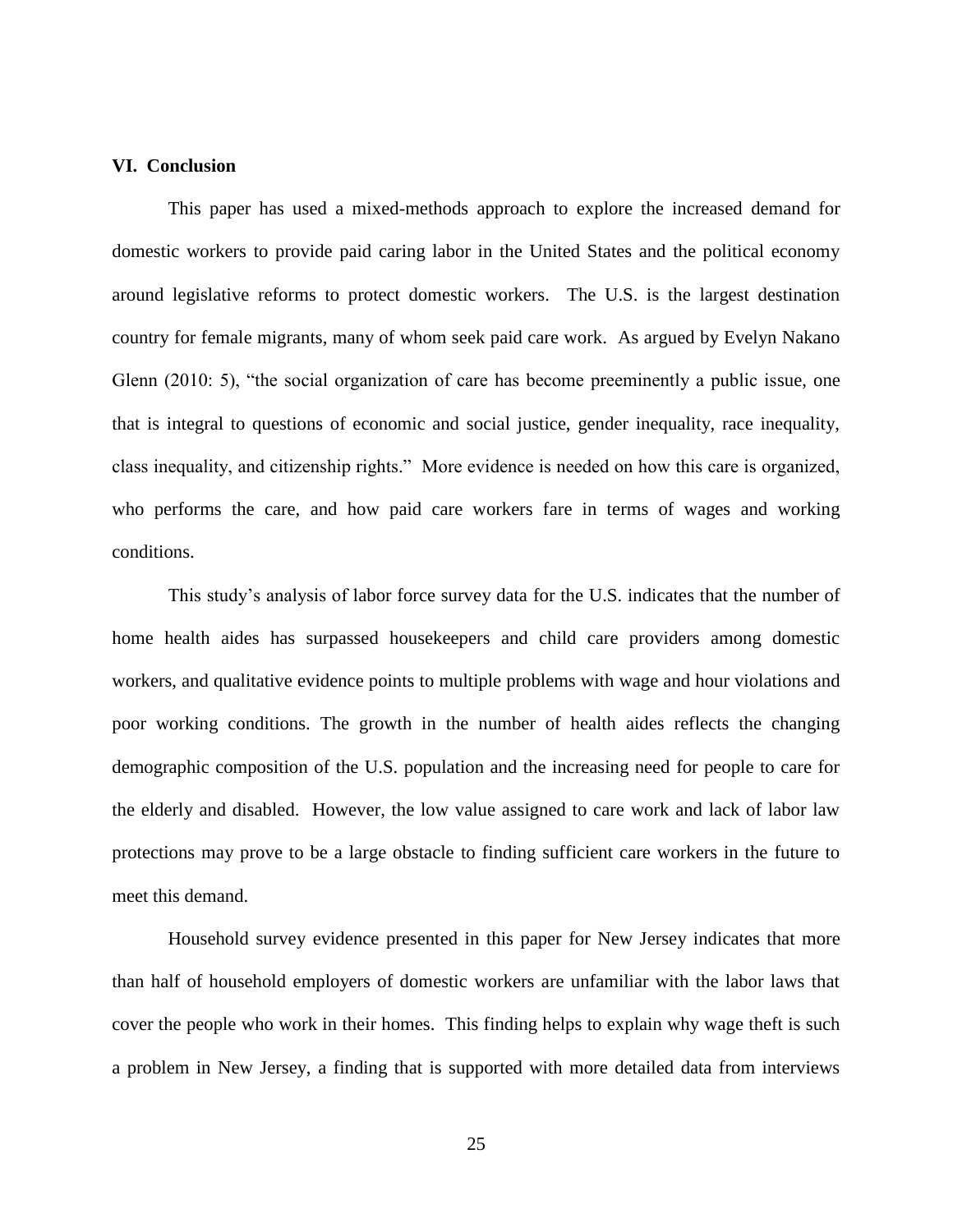## VI. Conclusion

This paper has used a mixed-methods approach to explore the increased demand for domestic workers to provide paid caring labor in the United States and the political economy around legislative reforms to protect domestic workers. The U.S. is the largest destination country for female migrants, many of whom seek paid care work. As argued by Evelyn Nakano Glenn (2010: 5), "the social organization of care has become preeminently a public issue, one that is integral to questions of economic and social justice, gender inequality, race inequality, class inequality, and citizenship rights." More evidence is needed on how this care is organized, who performs the care, and how paid care workers fare in terms of wages and working conditions.

This study's analysis of labor force survey data for the U.S. indicates that the number of home health aides has surpassed housekeepers and child care providers among domestic workers, and qualitative evidence points to multiple problems with wage and hour violations and poor working conditions. The growth in the number of health aides reflects the changing demographic composition of the U.S. population and the increasing need for people to care for the elderly and disabled. However, the low value assigned to care work and lack of labor law protections may prove to be a large obstacle to finding sufficient care workers in the future to meet this demand.

Household survey evidence presented in this paper for New Jersey indicates that more than half of household employers of domestic workers are unfamiliar with the labor laws that cover the people who work in their homes. This finding helps to explain why wage theft is such a problem in New Jersey, a finding that is supported with more detailed data from interviews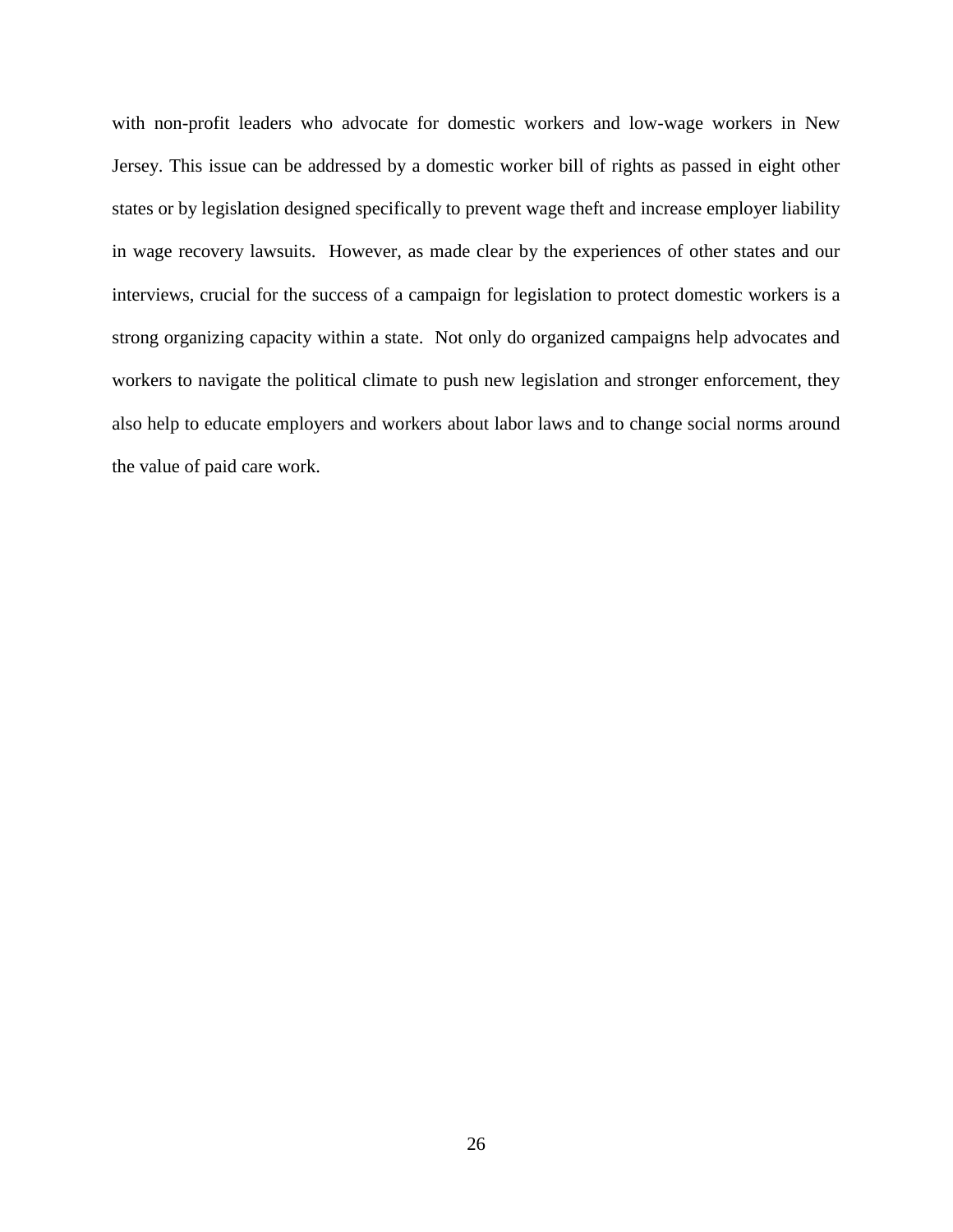with non-profit leaders who advocate for domestic workers and low-wage workers in New Jersey. This issue can be addressed by a domestic worker bill of rights as passed in eight other states or by legislation designed specifically to prevent wage theft and increase employer liability in wage recovery lawsuits. However, as made clear by the experiences of other states and our interviews, crucial for the success of a campaign for legislation to protect domestic workers is a strong organizing capacity within a state. Not only do organized campaigns help advocates and workers to navigate the political climate to push new legislation and stronger enforcement, they also help to educate employers and workers about labor laws and to change social norms around the value of paid care work.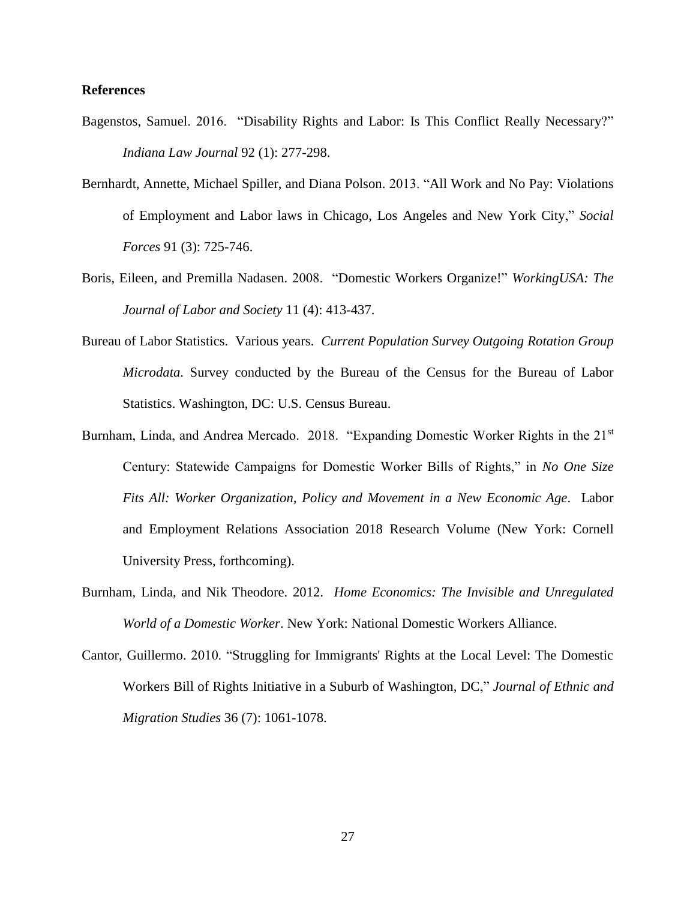**References**

Bagenstos, Samuel. 2016. "Disability Rights and Labor: Is This Conflict Really Necessary?" *Indiana Law Journal* 92 (1): 277-298.

Bernhardt, Annette, Michael Spiller, and Diana Polson. 2013. "All Work and No Pay: Violations of Employment and Labor laws in Chicago, Los Angeles and New York City," *Social Forces* 91 (3): 725-746.

Boris, Eileen, and Premilla Nadasen. 2008. "Domestic Workers Organize!" *WorkingUSA: The Journal of Labor and Society* 11 (4): 413-437.

Bureau of Labor Statistics. Various years. *Current Population Survey Outgoing Rotation Group Microdata*. Survey conducted by the Bureau of the Census for the Bureau of Labor Statistics. Washington, DC: U.S. Census Bureau.

Burnham, Linda, and Andrea Mercado. 2018. "Expanding Domestic Worker Rights in the 21st Century: Statewide Campaigns for Domestic Worker Bills of Rights," in *No One Size Fits All: Worker Organization, Policy and Movement in a New Economic Age*. Labor and Employment Relations Association 2018 Research Volume (New York: Cornell University Press, forthcoming).

Burnham, Linda, and Nik Theodore. 2012. *Home Economics: The Invisible and Unregulated World of a Domestic Worker*. New York: National Domestic Workers Alliance.

Cantor, Guillermo. 2010. "Struggling for Immigrants' Rights at the Local Level: The Domestic Workers Bill of Rights Initiative in a Suburb of Washington, DC," *Journal of Ethnic and Migration Studies* 36 (7): 1061-1078.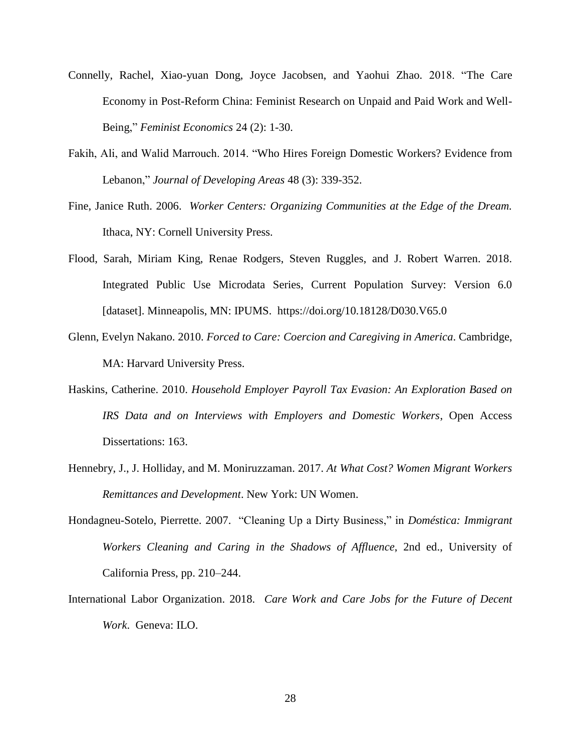Connelly, Rachel, Xiao-yuan Dong, Joyce Jacobsen, and Yaohui Zhao. 2018. "The Care Economy in Post-Reform China: Feminist Research on Unpaid and Paid Work and Well-Being," *Feminist Economics* 24 (2): 1-30.

Fakih, Ali, and Walid Marrouch. 2014. "Who Hires Foreign Domestic Workers? Evidence from Lebanon," *Journal of Developing Areas* 48 (3): 339-352.

Fine, Janice Ruth. 2006. *Worker Centers: Organizing Communities at the Edge of the Dream.* Ithaca, NY: Cornell University Press.

Flood, Sarah, Miriam King, Renae Rodgers, Steven Ruggles, and J. Robert Warren. 2018. Integrated Public Use Microdata Series, Current Population Survey: Version 6.0 [dataset]. Minneapolis, MN: IPUMS. https://doi.org/10.18128/D030.V65.0

Glenn, Evelyn Nakano. 2010. *Forced to Care: Coercion and Caregiving in America*. Cambridge, MA: Harvard University Press.

Haskins, Catherine. 2010. *Household Employer Payroll Tax Evasion: An Exploration Based on IRS Data and on Interviews with Employers and Domestic Workers*, Open Access Dissertations: 163.

Hennebry, J., J. Holliday, and M. Moniruzzaman. 2017. *At What Cost? Women Migrant Workers Remittances and Development*. New York: UN Women.

Hondagneu-Sotelo, Pierrette. 2007. "Cleaning Up a Dirty Business," in *Doméstica: Immigrant Workers Cleaning and Caring in the Shadows of Affluence*, 2nd ed., University of California Press, pp. 210–244.

International Labor Organization. 2018. *Care Work and Care Jobs for the Future of Decent Work.* Geneva: ILO.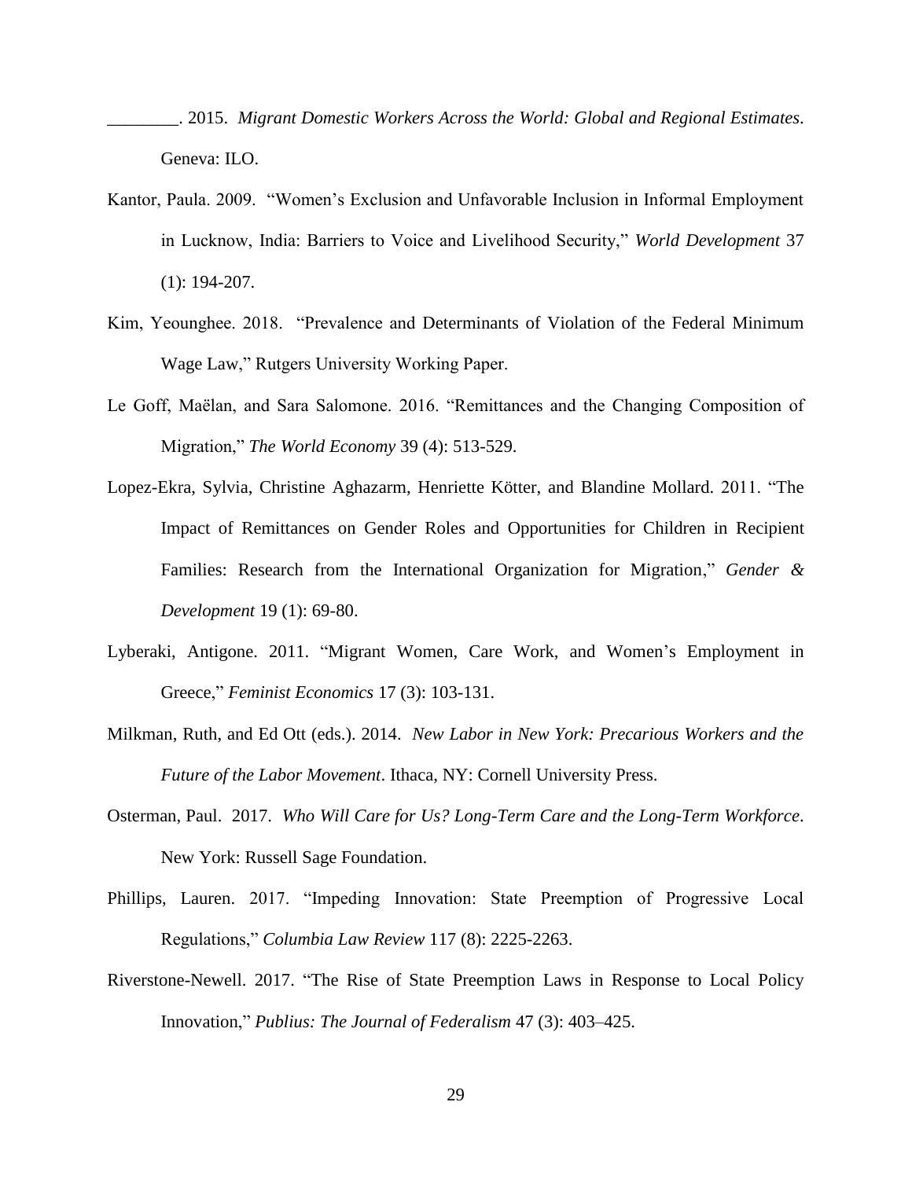________. 2015. *Migrant Domestic Workers Across the World: Global and Regional Estimates*. Geneva: ILO.

Kantor, Paula. 2009. "Women's Exclusion and Unfavorable Inclusion in Informal Employment in Lucknow, India: Barriers to Voice and Livelihood Security," *World Development* 37 (1): 194-207.

Kim, Yeounghee. 2018. "Prevalence and Determinants of Violation of the Federal Minimum Wage Law," Rutgers University Working Paper.

Le Goff, Maëlan, and Sara Salomone. 2016. "Remittances and the Changing Composition of Migration," *The World Economy* 39 (4): 513-529.

Lopez-Ekra, Sylvia, Christine Aghazarm, Henriette Kötter, and Blandine Mollard. 2011. "The Impact of Remittances on Gender Roles and Opportunities for Children in Recipient Families: Research from the International Organization for Migration," *Gender & Development* 19 (1): 69-80.

Lyberaki, Antigone. 2011. "Migrant Women, Care Work, and Women's Employment in Greece," *Feminist Economics* 17 (3): 103-131.

Milkman, Ruth, and Ed Ott (eds.). 2014. *New Labor in New York: Precarious Workers and the Future of the Labor Movement*. Ithaca, NY: Cornell University Press.

Osterman, Paul. 2017. *Who Will Care for Us? Long-Term Care and the Long-Term Workforce*. New York: Russell Sage Foundation.

Phillips, Lauren. 2017. "Impeding Innovation: State Preemption of Progressive Local Regulations," *Columbia Law Review* 117 (8): 2225-2263.

Riverstone-Newell. 2017. "The Rise of State Preemption Laws in Response to Local Policy Innovation," *Publius: The Journal of Federalism* 47 (3): 403–425.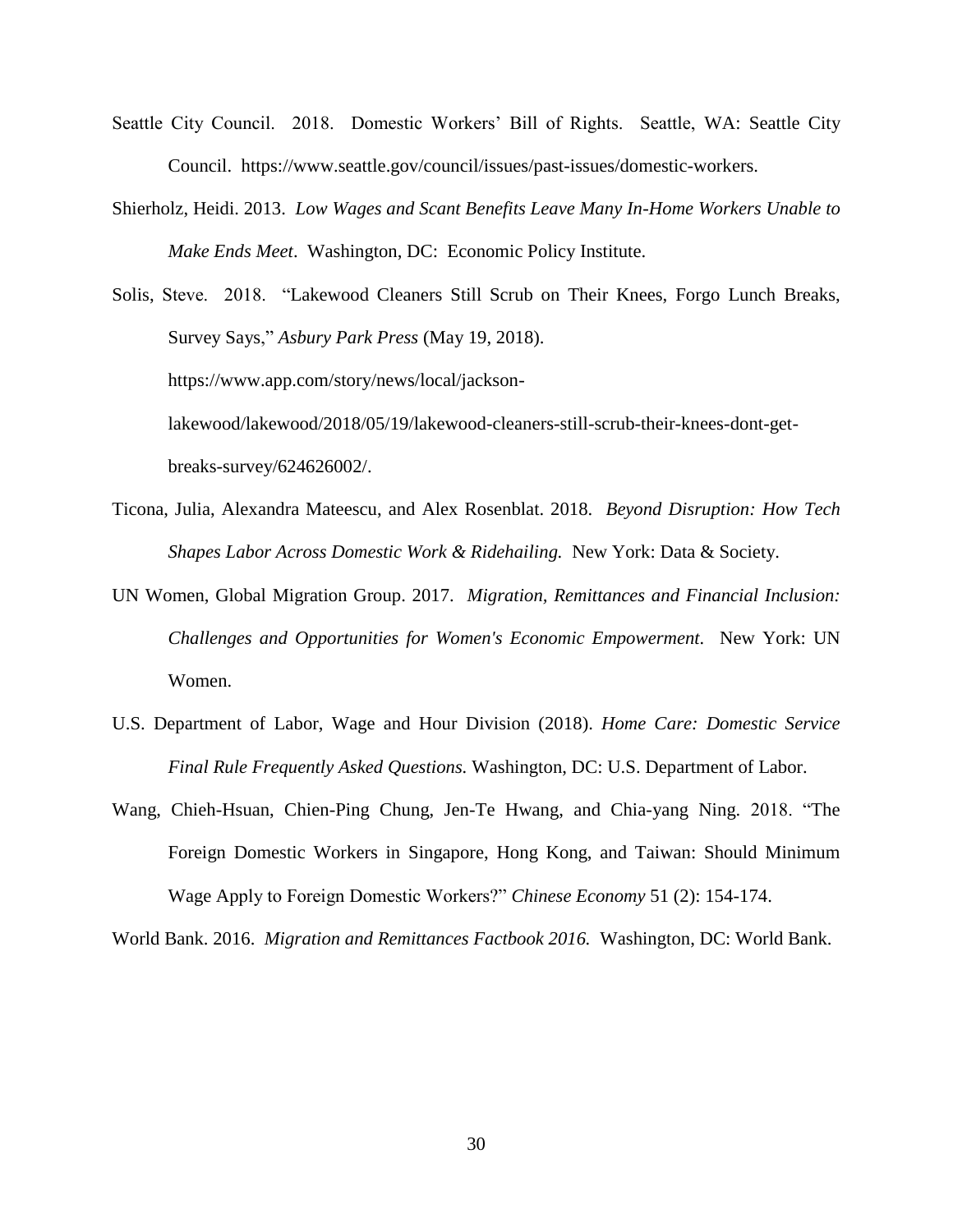Seattle City Council. 2018. Domestic Workers' Bill of Rights. Seattle, WA: Seattle City Council. https://www.seattle.gov/council/issues/past-issues/domestic-workers.

Shierholz, Heidi. 2013. *Low Wages and Scant Benefits Leave Many In-Home Workers Unable to Make Ends Meet*. Washington, DC: Economic Policy Institute.

Solis, Steve. 2018. "Lakewood Cleaners Still Scrub on Their Knees, Forgo Lunch Breaks, Survey Says," *Asbury Park Press* (May 19, 2018). https://www.app.com/story/news/local/jackson-lakewood/lakewood/2018/05/19/lakewood-cleaners-still-scrub-their-knees-dont-get-breaks-survey/624626002/.

Ticona, Julia, Alexandra Mateescu, and Alex Rosenblat. 2018. *Beyond Disruption: How Tech Shapes Labor Across Domestic Work & Ridehailing.* New York: Data & Society.

UN Women, Global Migration Group. 2017. *Migration, Remittances and Financial Inclusion: Challenges and Opportunities for Women's Economic Empowerment*. New York: UN Women.

U.S. Department of Labor, Wage and Hour Division (2018). *Home Care: Domestic Service Final Rule Frequently Asked Questions.* Washington, DC: U.S. Department of Labor.

Wang, Chieh-Hsuan, Chien-Ping Chung, Jen-Te Hwang, and Chia-yang Ning. 2018. "The Foreign Domestic Workers in Singapore, Hong Kong, and Taiwan: Should Minimum Wage Apply to Foreign Domestic Workers?" *Chinese Economy* 51 (2): 154-174.

World Bank. 2016. *Migration and Remittances Factbook 2016.* Washington, DC: World Bank.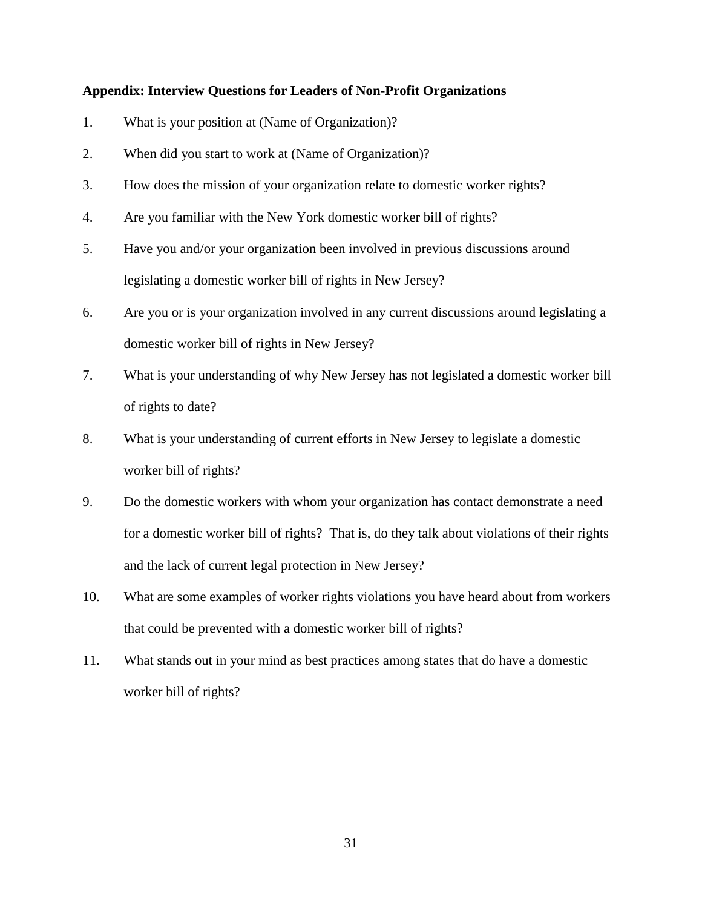**Appendix: Interview Questions for Leaders of Non-Profit Organizations**

1. What is your position at (Name of Organization)?
2. When did you start to work at (Name of Organization)?
3. How does the mission of your organization relate to domestic worker rights?
4. Are you familiar with the New York domestic worker bill of rights?
5. Have you and/or your organization been involved in previous discussions around legislating a domestic worker bill of rights in New Jersey?
6. Are you or is your organization involved in any current discussions around legislating a domestic worker bill of rights in New Jersey?
7. What is your understanding of why New Jersey has not legislated a domestic worker bill of rights to date?
8. What is your understanding of current efforts in New Jersey to legislate a domestic worker bill of rights?
9. Do the domestic workers with whom your organization has contact demonstrate a need for a domestic worker bill of rights? That is, do they talk about violations of their rights and the lack of current legal protection in New Jersey?
10. What are some examples of worker rights violations you have heard about from workers that could be prevented with a domestic worker bill of rights?
11. What stands out in your mind as best practices among states that do have a domestic worker bill of rights?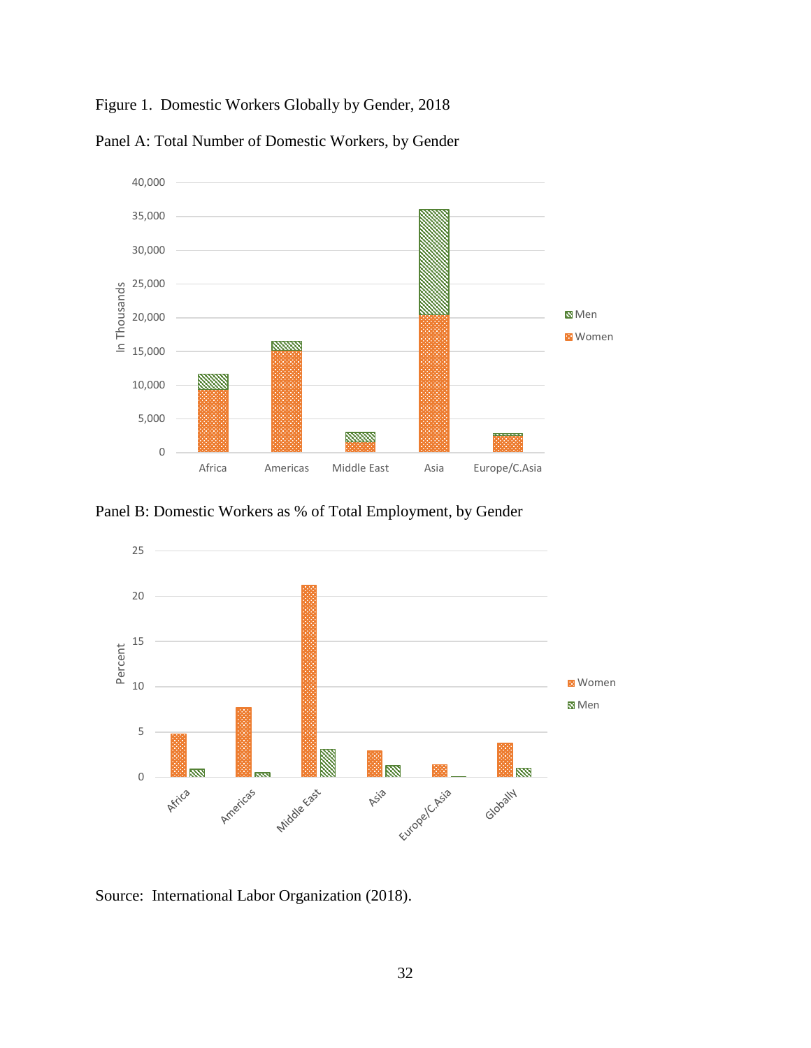Figure 1. Domestic Workers Globally by Gender, 2018

Panel A: Total Number of Domestic Workers, by Gender

Panel B: Domestic Workers as % of Total Employment, by Gender

Source: International Labor Organization (2018).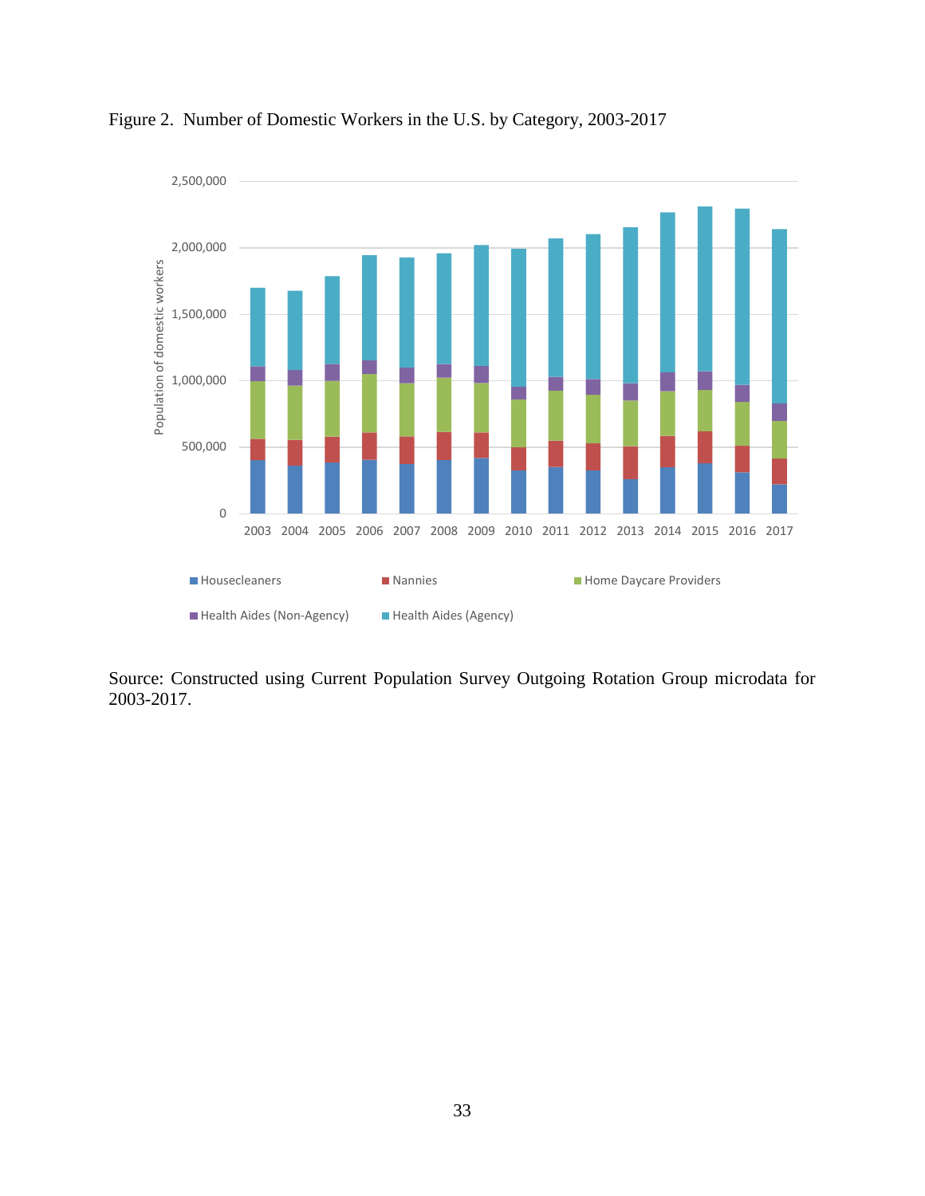Figure 2. Number of Domestic Workers in the U.S. by Category, 2003-2017

Source: Constructed using Current Population Survey Outgoing Rotation Group microdata for 2003-2017.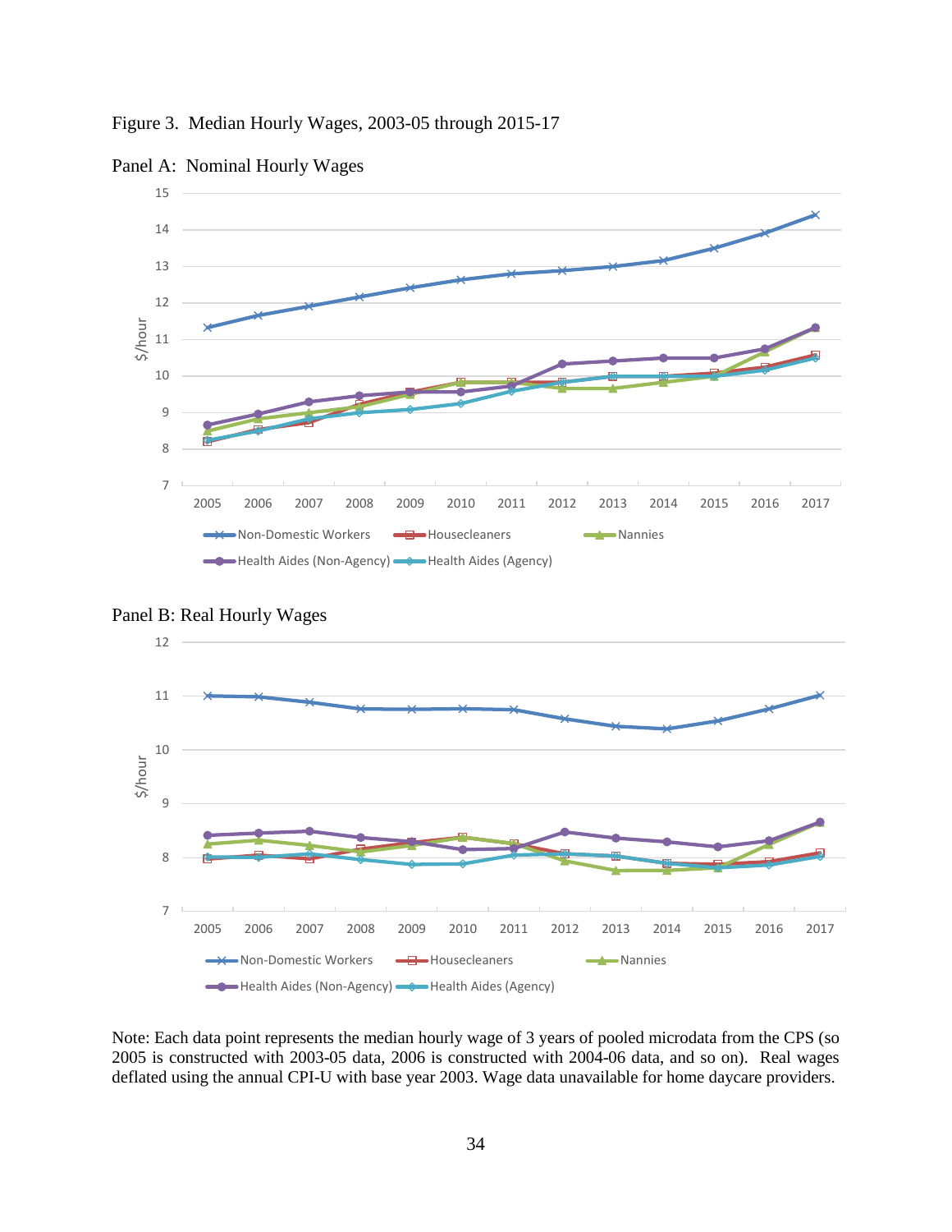Figure 3. Median Hourly Wages, 2003-05 through 2015-17

Panel A: Nominal Hourly Wages

Panel B: Real Hourly Wages

Note: Each data point represents the median hourly wage of 3 years of pooled microdata from the CPS (so 2005 is constructed with 2003-05 data, 2006 is constructed with 2004-06 data, and so on). Real wages deflated using the annual CPI-U with base year 2003. Wage data unavailable for home daycare providers.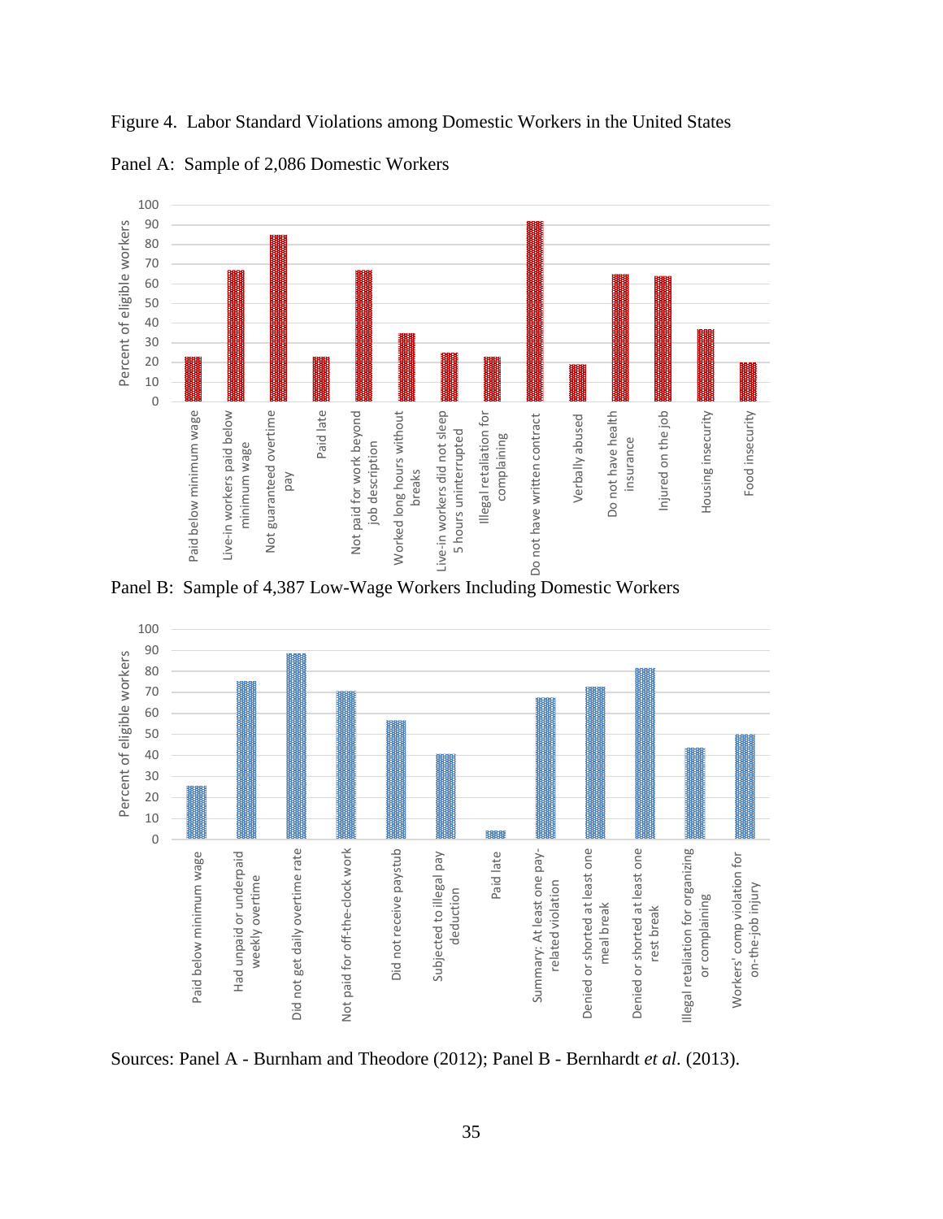Figure 4. Labor Standard Violations among Domestic Workers in the United States

Panel A: Sample of 2,086 Domestic Workers

Panel B: Sample of 4,387 Low-Wage Workers Including Domestic Workers

Sources: Panel A - Burnham and Theodore (2012); Panel B - Bernhardt *et al.* (2013).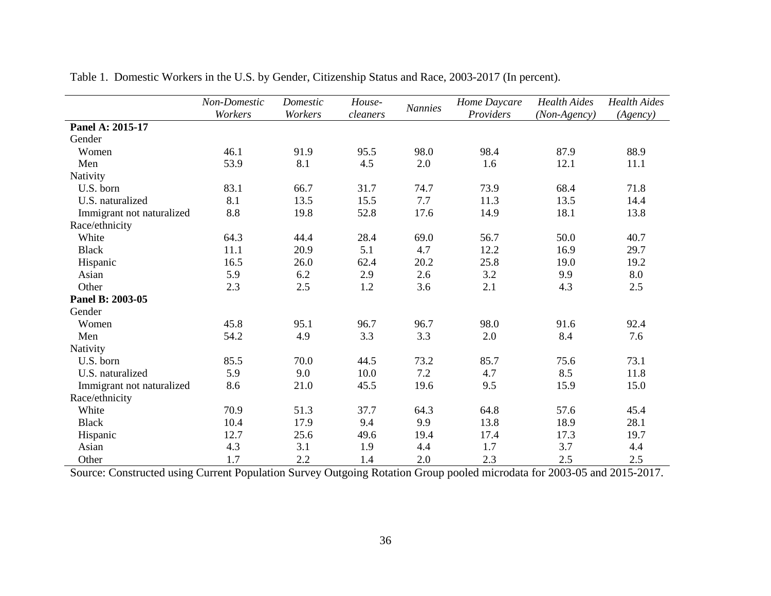Table 1. Domestic Workers in the U.S. by Gender, Citizenship Status and Race, 2003-2017 (In percent).

| | *Non-Domestic Workers* | *Domestic Workers* | *House-cleaners* | *Nannies* | *Home Daycare Providers* | *Health Aides (Non-Agency)* | *Health Aides (Agency)* |
|---|---|---|---|---|---|---|---|
| **Panel A: 2015-17** | | | | | | | |
| Gender | | | | | | | |
| Women | 46.1 | 91.9 | 95.5 | 98.0 | 98.4 | 87.9 | 88.9 |
| Men | 53.9 | 8.1 | 4.5 | 2.0 | 1.6 | 12.1 | 11.1 |
| Nativity | | | | | | | |
| U.S. born | 83.1 | 66.7 | 31.7 | 74.7 | 73.9 | 68.4 | 71.8 |
| U.S. naturalized | 8.1 | 13.5 | 15.5 | 7.7 | 11.3 | 13.5 | 14.4 |
| Immigrant not naturalized | 8.8 | 19.8 | 52.8 | 17.6 | 14.9 | 18.1 | 13.8 |
| Race/ethnicity | | | | | | | |
| White | 64.3 | 44.4 | 28.4 | 69.0 | 56.7 | 50.0 | 40.7 |
| Black | 11.1 | 20.9 | 5.1 | 4.7 | 12.2 | 16.9 | 29.7 |
| Hispanic | 16.5 | 26.0 | 62.4 | 20.2 | 25.8 | 19.0 | 19.2 |
| Asian | 5.9 | 6.2 | 2.9 | 2.6 | 3.2 | 9.9 | 8.0 |
| Other | 2.3 | 2.5 | 1.2 | 3.6 | 2.1 | 4.3 | 2.5 |
| **Panel B: 2003-05** | | | | | | | |
| Gender | | | | | | | |
| Women | 45.8 | 95.1 | 96.7 | 96.7 | 98.0 | 91.6 | 92.4 |
| Men | 54.2 | 4.9 | 3.3 | 3.3 | 2.0 | 8.4 | 7.6 |
| Nativity | | | | | | | |
| U.S. born | 85.5 | 70.0 | 44.5 | 73.2 | 85.7 | 75.6 | 73.1 |
| U.S. naturalized | 5.9 | 9.0 | 10.0 | 7.2 | 4.7 | 8.5 | 11.8 |
| Immigrant not naturalized | 8.6 | 21.0 | 45.5 | 19.6 | 9.5 | 15.9 | 15.0 |
| Race/ethnicity | | | | | | | |
| White | 70.9 | 51.3 | 37.7 | 64.3 | 64.8 | 57.6 | 45.4 |
| Black | 10.4 | 17.9 | 9.4 | 9.9 | 13.8 | 18.9 | 28.1 |
| Hispanic | 12.7 | 25.6 | 49.6 | 19.4 | 17.4 | 17.3 | 19.7 |
| Asian | 4.3 | 3.1 | 1.9 | 4.4 | 1.7 | 3.7 | 4.4 |
| Other | 1.7 | 2.2 | 1.4 | 2.0 | 2.3 | 2.5 | 2.5 |

Source: Constructed using Current Population Survey Outgoing Rotation Group pooled microdata for 2003-05 and 2015-2017.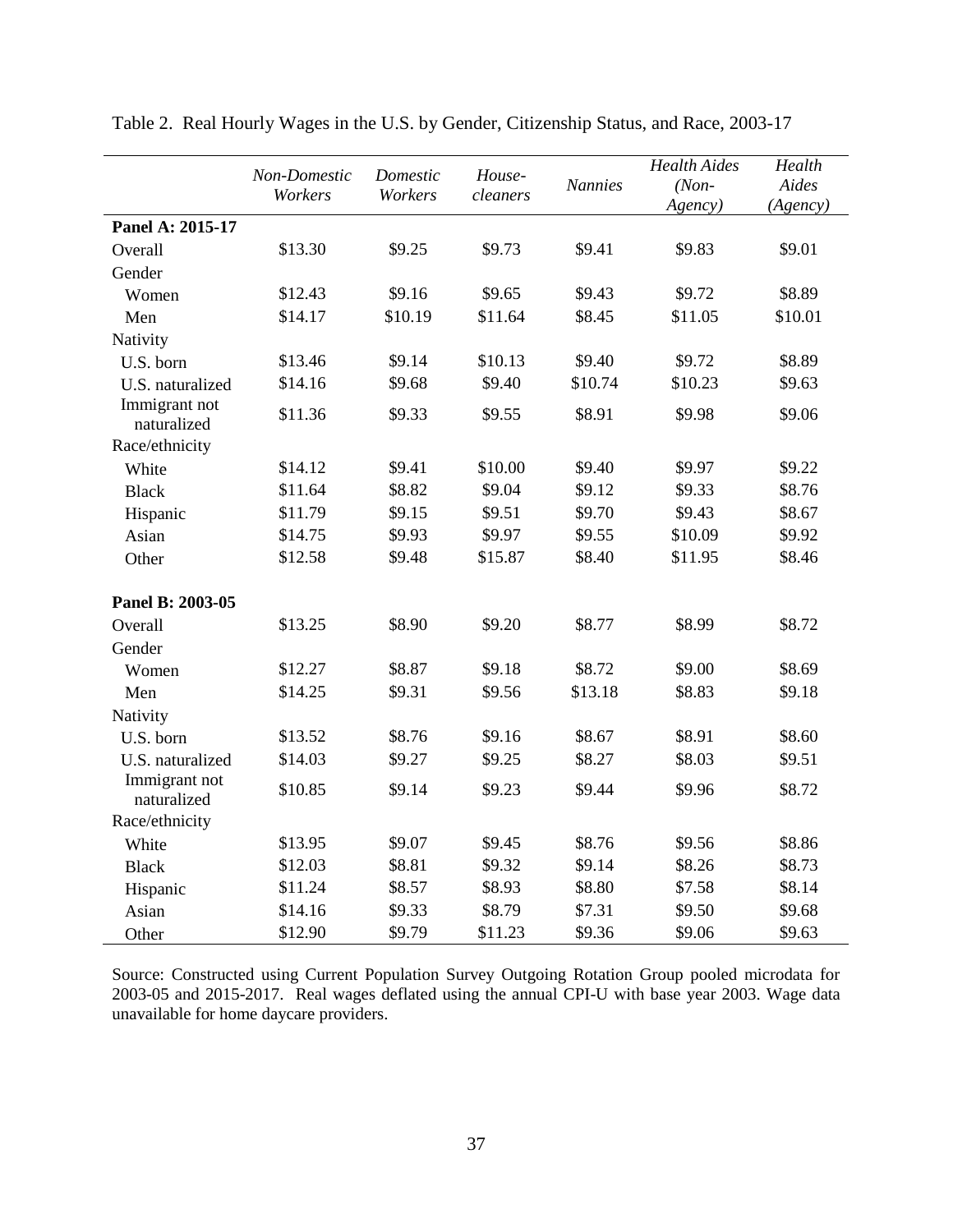Table 2. Real Hourly Wages in the U.S. by Gender, Citizenship Status, and Race, 2003-17

| | *Non-Domestic Workers* | *Domestic Workers* | *House-cleaners* | *Nannies* | *Health Aides (Non-Agency)* | *Health Aides (Agency)* |
|---|---|---|---|---|---|---|
| **Panel A: 2015-17** | | | | | | |
| Overall | $13.30 | $9.25 | $9.73 | $9.41 | $9.83 | $9.01 |
| Gender | | | | | | |
| Women | $12.43 | $9.16 | $9.65 | $9.43 | $9.72 | $8.89 |
| Men | $14.17 | $10.19 | $11.64 | $8.45 | $11.05 | $10.01 |
| Nativity | | | | | | |
| U.S. born | $13.46 | $9.14 | $10.13 | $9.40 | $9.72 | $8.89 |
| U.S. naturalized | $14.16 | $9.68 | $9.40 | $10.74 | $10.23 | $9.63 |
| Immigrant not naturalized | $11.36 | $9.33 | $9.55 | $8.91 | $9.98 | $9.06 |
| Race/ethnicity | | | | | | |
| White | $14.12 | $9.41 | $10.00 | $9.40 | $9.97 | $9.22 |
| Black | $11.64 | $8.82 | $9.04 | $9.12 | $9.33 | $8.76 |
| Hispanic | $11.79 | $9.15 | $9.51 | $9.70 | $9.43 | $8.67 |
| Asian | $14.75 | $9.93 | $9.97 | $9.55 | $10.09 | $9.92 |
| Other | $12.58 | $9.48 | $15.87 | $8.40 | $11.95 | $8.46 |
| **Panel B: 2003-05** | | | | | | |
| Overall | $13.25 | $8.90 | $9.20 | $8.77 | $8.99 | $8.72 |
| Gender | | | | | | |
| Women | $12.27 | $8.87 | $9.18 | $8.72 | $9.00 | $8.69 |
| Men | $14.25 | $9.31 | $9.56 | $13.18 | $8.83 | $9.18 |
| Nativity | | | | | | |
| U.S. born | $13.52 | $8.76 | $9.16 | $8.67 | $8.91 | $8.60 |
| U.S. naturalized | $14.03 | $9.27 | $9.25 | $8.27 | $8.03 | $9.51 |
| Immigrant not naturalized | $10.85 | $9.14 | $9.23 | $9.44 | $9.96 | $8.72 |
| Race/ethnicity | | | | | | |
| White | $13.95 | $9.07 | $9.45 | $8.76 | $9.56 | $8.86 |
| Black | $12.03 | $8.81 | $9.32 | $9.14 | $8.26 | $8.73 |
| Hispanic | $11.24 | $8.57 | $8.93 | $8.80 | $7.58 | $8.14 |
| Asian | $14.16 | $9.33 | $8.79 | $7.31 | $9.50 | $9.68 |
| Other | $12.90 | $9.79 | $11.23 | $9.36 | $9.06 | $9.63 |

Source: Constructed using Current Population Survey Outgoing Rotation Group pooled microdata for 2003-05 and 2015-2017. Real wages deflated using the annual CPI-U with base year 2003. Wage data unavailable for home daycare providers.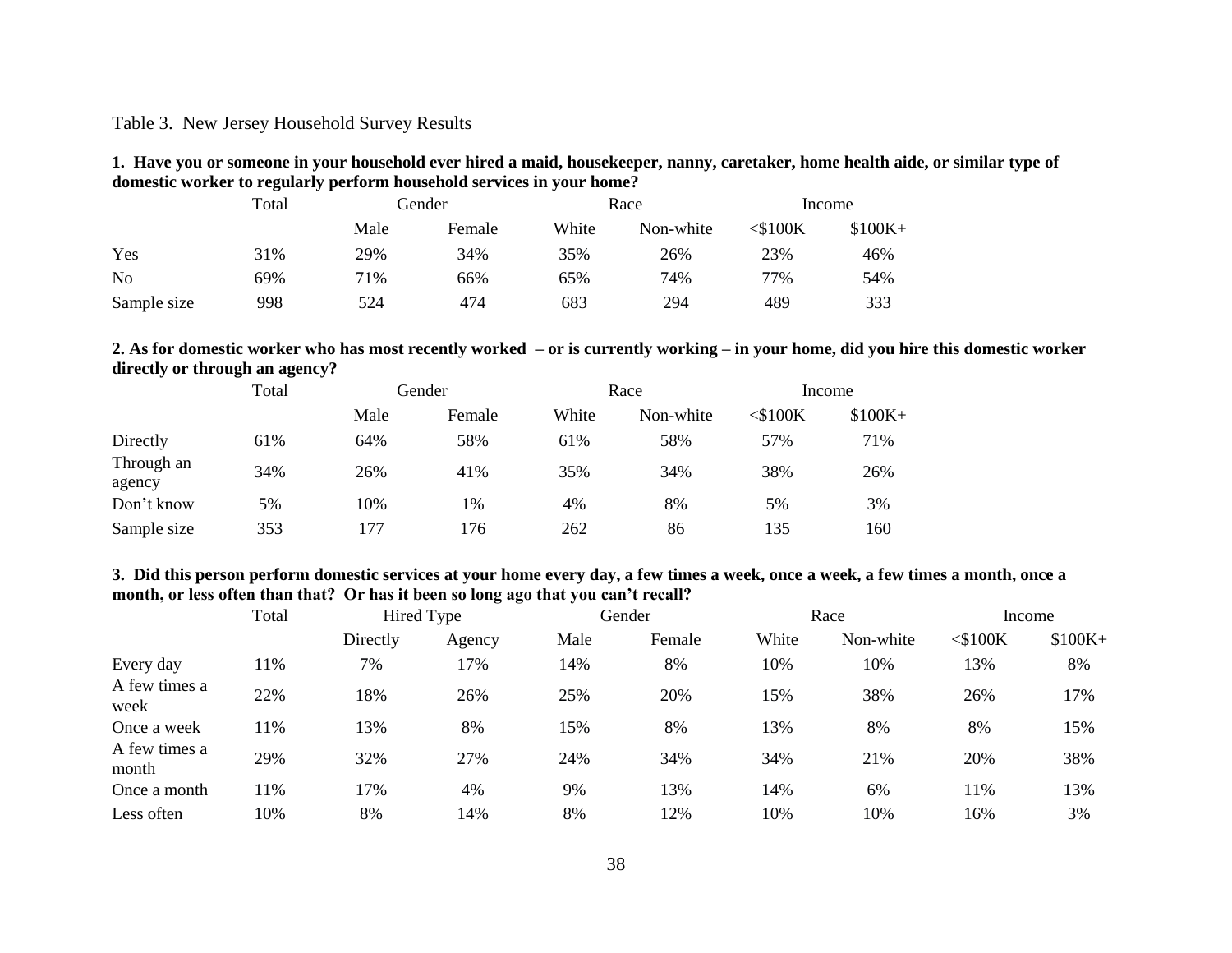Table 3. New Jersey Household Survey Results

**1. Have you or someone in your household ever hired a maid, housekeeper, nanny, caretaker, home health aide, or similar type of domestic worker to regularly perform household services in your home?**

| | Total | Gender | | Race | | Income | |
|---|---|---|---|---|---|---|---|
| | | Male | Female | White | Non-white | <$100K | $100K+ |
| Yes | 31% | 29% | 34% | 35% | 26% | 23% | 46% |
| No | 69% | 71% | 66% | 65% | 74% | 77% | 54% |
| Sample size | 998 | 524 | 474 | 683 | 294 | 489 | 333 |

**2. As for domestic worker who has most recently worked – or is currently working – in your home, did you hire this domestic worker directly or through an agency?**

| | Total | Gender | | Race | | Income | |
|---|---|---|---|---|---|---|---|
| | | Male | Female | White | Non-white | <$100K | $100K+ |
| Directly | 61% | 64% | 58% | 61% | 58% | 57% | 71% |
| Through an agency | 34% | 26% | 41% | 35% | 34% | 38% | 26% |
| Don't know | 5% | 10% | 1% | 4% | 8% | 5% | 3% |
| Sample size | 353 | 177 | 176 | 262 | 86 | 135 | 160 |

**3. Did this person perform domestic services at your home every day, a few times a week, once a week, a few times a month, once a month, or less often than that? Or has it been so long ago that you can't recall?**

| | Total | Hired Type | | Gender | | Race | | Income | |
|---|---|---|---|---|---|---|---|---|---|
| | | Directly | Agency | Male | Female | White | Non-white | <$100K | $100K+ |
| Every day | 11% | 7% | 17% | 14% | 8% | 10% | 10% | 13% | 8% |
| A few times a week | 22% | 18% | 26% | 25% | 20% | 15% | 38% | 26% | 17% |
| Once a week | 11% | 13% | 8% | 15% | 8% | 13% | 8% | 8% | 15% |
| A few times a month | 29% | 32% | 27% | 24% | 34% | 34% | 21% | 20% | 38% |
| Once a month | 11% | 17% | 4% | 9% | 13% | 14% | 6% | 11% | 13% |
| Less often | 10% | 8% | 14% | 8% | 12% | 10% | 10% | 16% | 3% |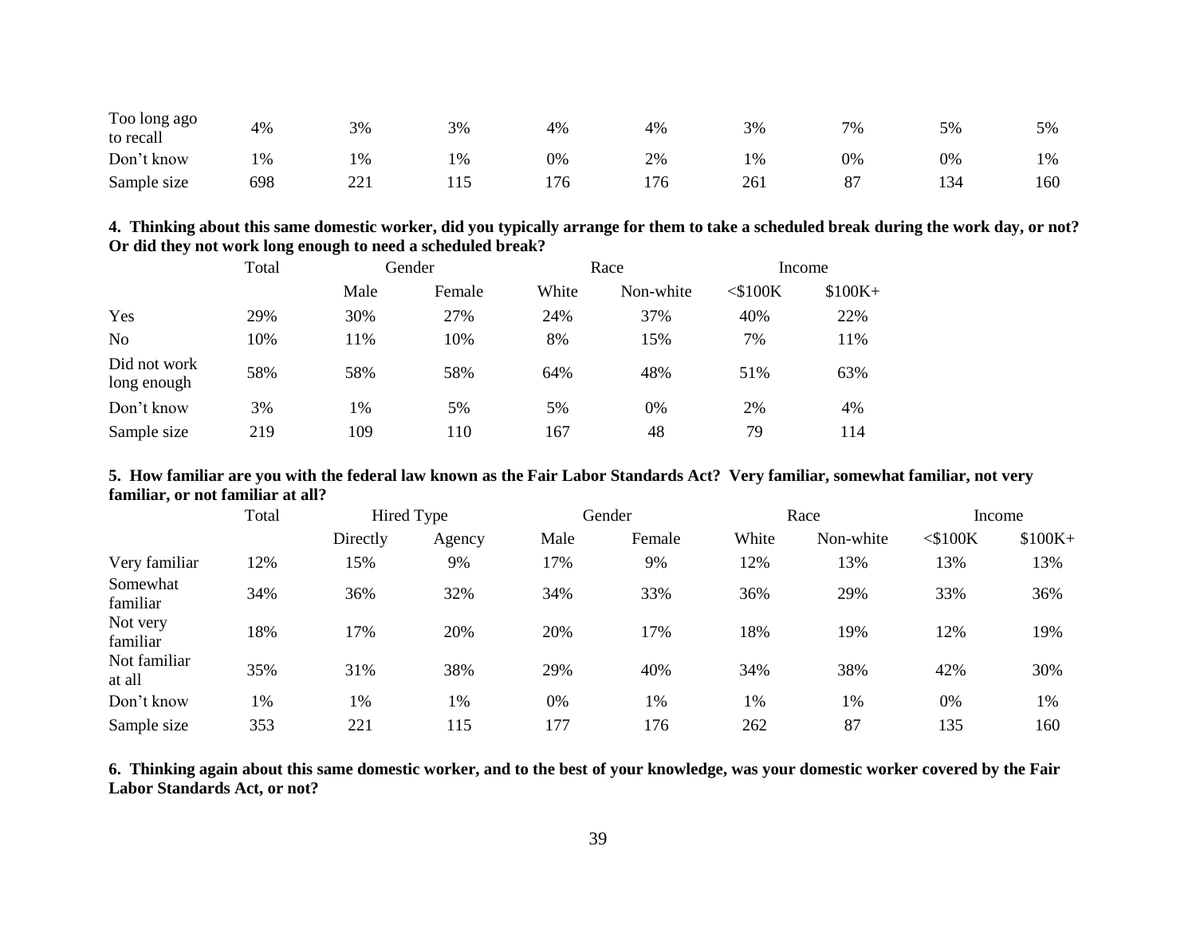| | | | | | | | | | |
|---|---|---|---|---|---|---|---|---|---|
| Too long ago to recall | 4% | 3% | 3% | 4% | 4% | 3% | 7% | 5% | 5% |
| Don't know | 1% | 1% | 1% | 0% | 2% | 1% | 0% | 0% | 1% |
| Sample size | 698 | 221 | 115 | 176 | 176 | 261 | 87 | 134 | 160 |

**4. Thinking about this same domestic worker, did you typically arrange for them to take a scheduled break during the work day, or not? Or did they not work long enough to need a scheduled break?**

| | Total | Gender | | Race | | Income | |
|---|---|---|---|---|---|---|---|
| | | Male | Female | White | Non-white | <$100K | $100K+ |
| Yes | 29% | 30% | 27% | 24% | 37% | 40% | 22% |
| No | 10% | 11% | 10% | 8% | 15% | 7% | 11% |
| Did not work long enough | 58% | 58% | 58% | 64% | 48% | 51% | 63% |
| Don't know | 3% | 1% | 5% | 5% | 0% | 2% | 4% |
| Sample size | 219 | 109 | 110 | 167 | 48 | 79 | 114 |

**5. How familiar are you with the federal law known as the Fair Labor Standards Act? Very familiar, somewhat familiar, not very familiar, or not familiar at all?**

| | Total | Hired Type | | Gender | | Race | | Income | |
|---|---|---|---|---|---|---|---|---|---|
| | | Directly | Agency | Male | Female | White | Non-white | <$100K | $100K+ |
| Very familiar | 12% | 15% | 9% | 17% | 9% | 12% | 13% | 13% | 13% |
| Somewhat familiar | 34% | 36% | 32% | 34% | 33% | 36% | 29% | 33% | 36% |
| Not very familiar | 18% | 17% | 20% | 20% | 17% | 18% | 19% | 12% | 19% |
| Not familiar at all | 35% | 31% | 38% | 29% | 40% | 34% | 38% | 42% | 30% |
| Don't know | 1% | 1% | 1% | 0% | 1% | 1% | 1% | 0% | 1% |
| Sample size | 353 | 221 | 115 | 177 | 176 | 262 | 87 | 135 | 160 |

**6. Thinking again about this same domestic worker, and to the best of your knowledge, was your domestic worker covered by the Fair Labor Standards Act, or not?**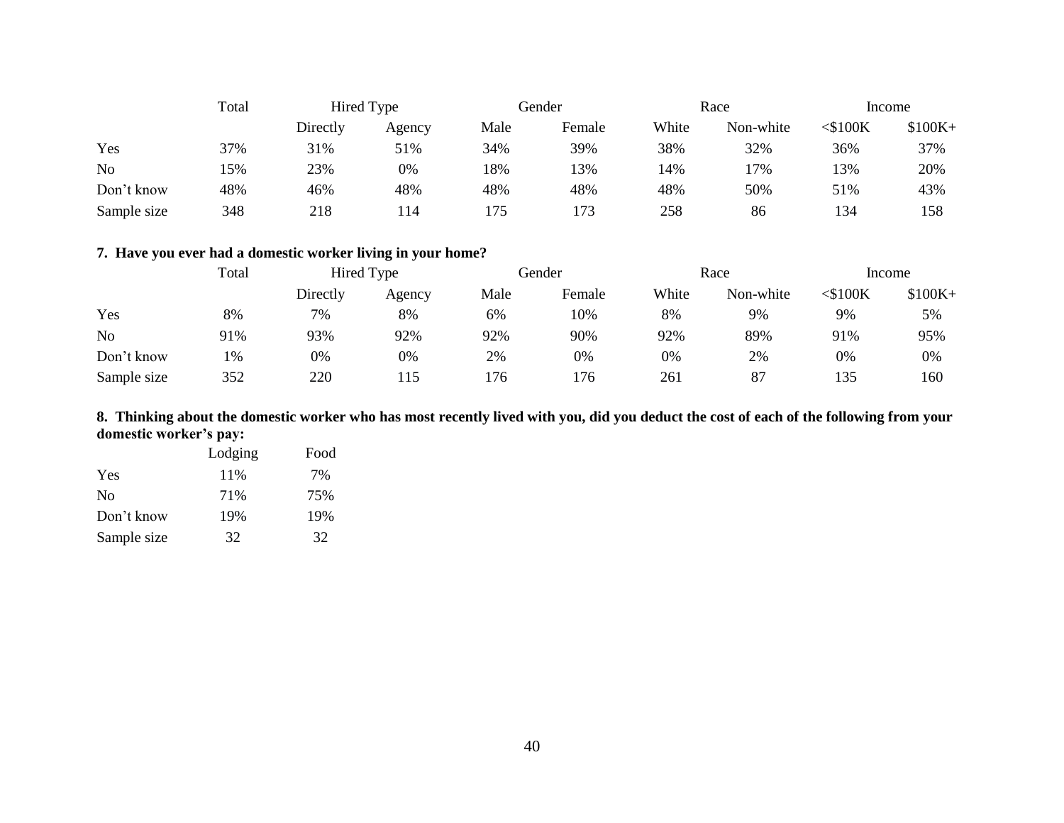| | Total | Hired Type | | Gender | | Race | | Income | |
|---|---|---|---|---|---|---|---|---|---|
| | | Directly | Agency | Male | Female | White | Non-white | <$100K | $100K+ |
| Yes | 37% | 31% | 51% | 34% | 39% | 38% | 32% | 36% | 37% |
| No | 15% | 23% | 0% | 18% | 13% | 14% | 17% | 13% | 20% |
| Don't know | 48% | 46% | 48% | 48% | 48% | 48% | 50% | 51% | 43% |
| Sample size | 348 | 218 | 114 | 175 | 173 | 258 | 86 | 134 | 158 |

**7. Have you ever had a domestic worker living in your home?**

| | Total | Hired Type | | Gender | | Race | | Income | |
|---|---|---|---|---|---|---|---|---|---|
| | | Directly | Agency | Male | Female | White | Non-white | <$100K | $100K+ |
| Yes | 8% | 7% | 8% | 6% | 10% | 8% | 9% | 9% | 5% |
| No | 91% | 93% | 92% | 92% | 90% | 92% | 89% | 91% | 95% |
| Don't know | 1% | 0% | 0% | 2% | 0% | 0% | 2% | 0% | 0% |
| Sample size | 352 | 220 | 115 | 176 | 176 | 261 | 87 | 135 | 160 |

**8. Thinking about the domestic worker who has most recently lived with you, did you deduct the cost of each of the following from your domestic worker's pay:**

| | Lodging | Food |
|---|---|---|
| Yes | 11% | 7% |
| No | 71% | 75% |
| Don't know | 19% | 19% |
| Sample size | 32 | 32 |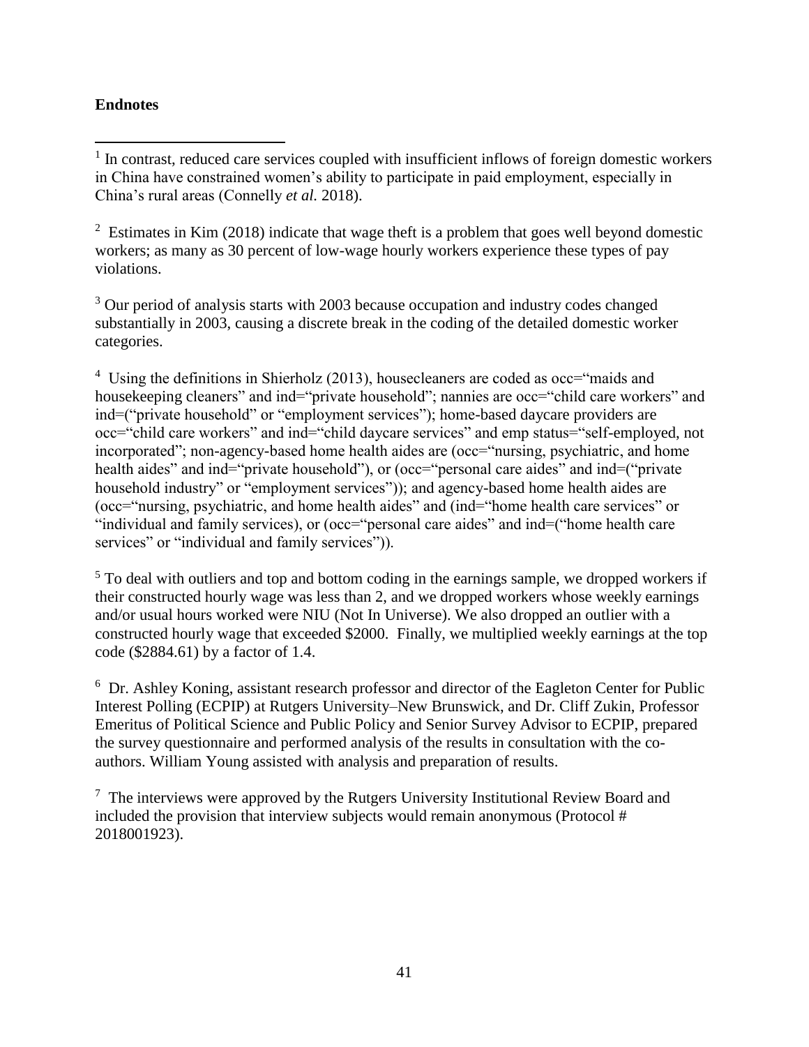**Endnotes**

[1] In contrast, reduced care services coupled with insufficient inflows of foreign domestic workers in China have constrained women's ability to participate in paid employment, especially in China's rural areas (Connelly *et al.* 2018).

[2] Estimates in Kim (2018) indicate that wage theft is a problem that goes well beyond domestic workers; as many as 30 percent of low-wage hourly workers experience these types of pay violations.

[3] Our period of analysis starts with 2003 because occupation and industry codes changed substantially in 2003, causing a discrete break in the coding of the detailed domestic worker categories.

[4] Using the definitions in Shierholz (2013), housecleaners are coded as occ="maids and housekeeping cleaners" and ind="private household"; nannies are occ="child care workers" and ind=("private household" or "employment services"); home-based daycare providers are occ="child care workers" and ind="child daycare services" and emp status="self-employed, not incorporated"; non-agency-based home health aides are (occ="nursing, psychiatric, and home health aides" and ind="private household"), or (occ="personal care aides" and ind=("private household industry" or "employment services")); and agency-based home health aides are (occ="nursing, psychiatric, and home health aides" and (ind="home health care services" or "individual and family services), or (occ="personal care aides" and ind=("home health care services" or "individual and family services")).

[5] To deal with outliers and top and bottom coding in the earnings sample, we dropped workers if their constructed hourly wage was less than 2, and we dropped workers whose weekly earnings and/or usual hours worked were NIU (Not In Universe). We also dropped an outlier with a constructed hourly wage that exceeded \$2000. Finally, we multiplied weekly earnings at the top code (\$2884.61) by a factor of 1.4.

[6] Dr. Ashley Koning, assistant research professor and director of the Eagleton Center for Public Interest Polling (ECPIP) at Rutgers University–New Brunswick, and Dr. Cliff Zukin, Professor Emeritus of Political Science and Public Policy and Senior Survey Advisor to ECPIP, prepared the survey questionnaire and performed analysis of the results in consultation with the co-authors. William Young assisted with analysis and preparation of results.

[7] The interviews were approved by the Rutgers University Institutional Review Board and included the provision that interview subjects would remain anonymous (Protocol # 2018001923).